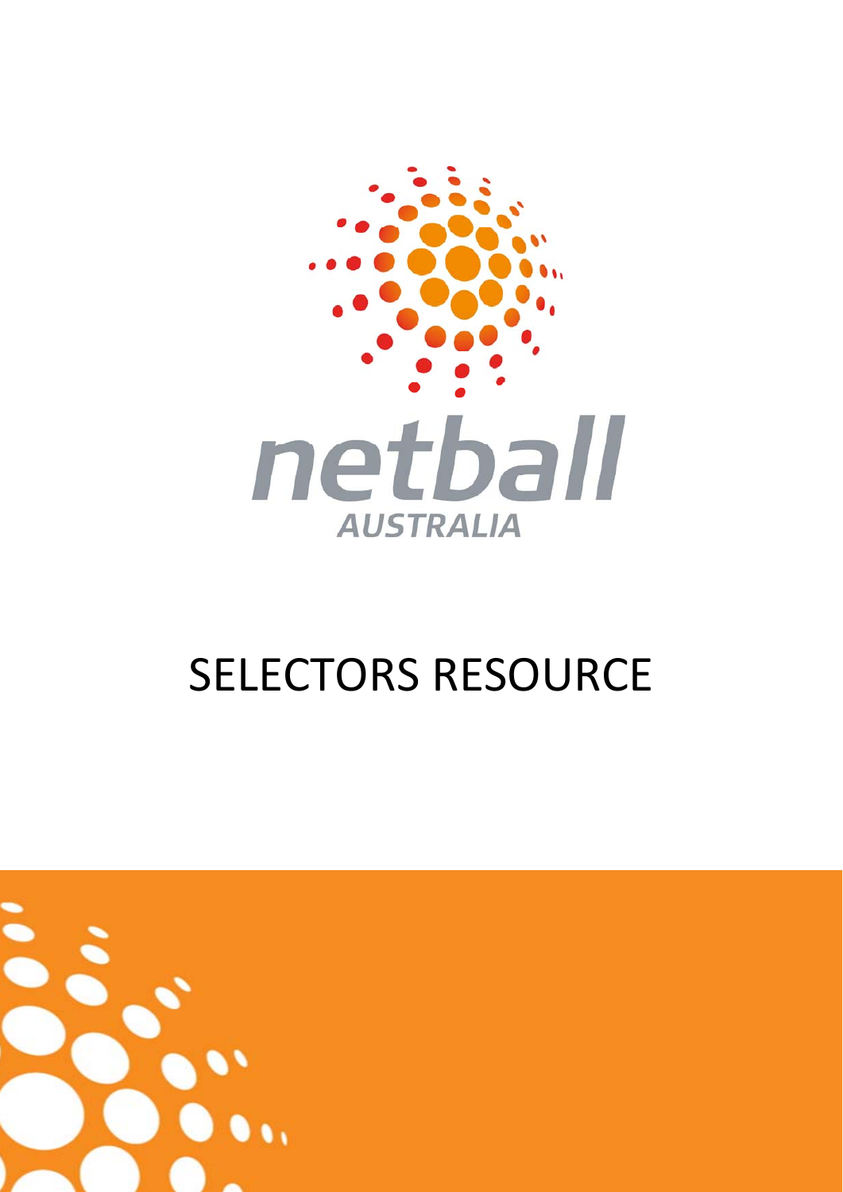netball AUSTRALIA

# SELECTORS RESOURCE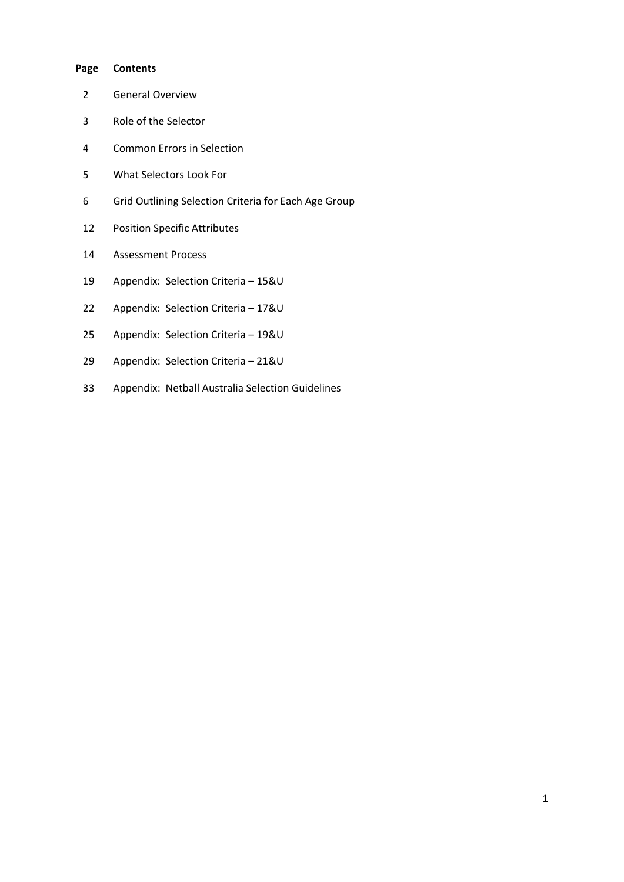| Page | Contents |
| --- | --- |
| 2 | General Overview |
| 3 | Role of the Selector |
| 4 | Common Errors in Selection |
| 5 | What Selectors Look For |
| 6 | Grid Outlining Selection Criteria for Each Age Group |
| 12 | Position Specific Attributes |
| 14 | Assessment Process |
| 19 | Appendix: Selection Criteria – 15&U |
| 22 | Appendix: Selection Criteria – 17&U |
| 25 | Appendix: Selection Criteria – 19&U |
| 29 | Appendix: Selection Criteria – 21&U |
| 33 | Appendix: Netball Australia Selection Guidelines |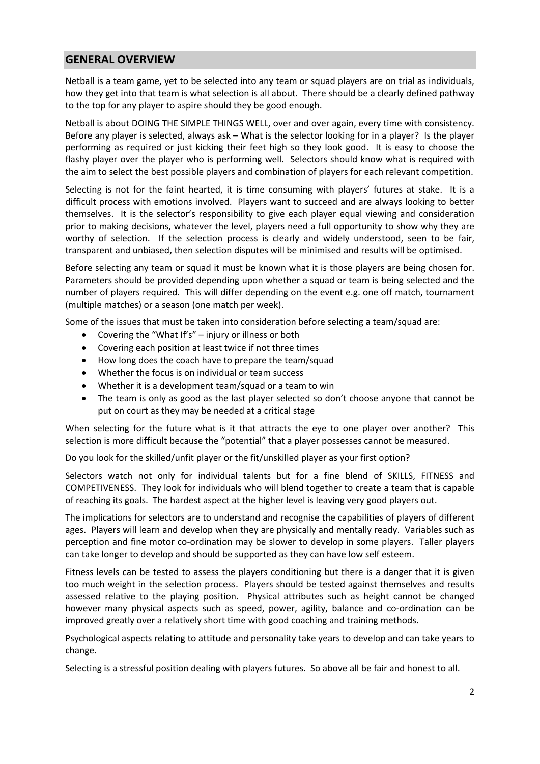## GENERAL OVERVIEW

Netball is a team game, yet to be selected into any team or squad players are on trial as individuals, how they get into that team is what selection is all about. There should be a clearly defined pathway to the top for any player to aspire should they be good enough.

Netball is about DOING THE SIMPLE THINGS WELL, over and over again, every time with consistency. Before any player is selected, always ask – What is the selector looking for in a player? Is the player performing as required or just kicking their feet high so they look good. It is easy to choose the flashy player over the player who is performing well. Selectors should know what is required with the aim to select the best possible players and combination of players for each relevant competition.

Selecting is not for the faint hearted, it is time consuming with players' futures at stake. It is a difficult process with emotions involved. Players want to succeed and are always looking to better themselves. It is the selector's responsibility to give each player equal viewing and consideration prior to making decisions, whatever the level, players need a full opportunity to show why they are worthy of selection. If the selection process is clearly and widely understood, seen to be fair, transparent and unbiased, then selection disputes will be minimised and results will be optimised.

Before selecting any team or squad it must be known what it is those players are being chosen for. Parameters should be provided depending upon whether a squad or team is being selected and the number of players required. This will differ depending on the event e.g. one off match, tournament (multiple matches) or a season (one match per week).

Some of the issues that must be taken into consideration before selecting a team/squad are:

- Covering the "What If's" – injury or illness or both
- Covering each position at least twice if not three times
- How long does the coach have to prepare the team/squad
- Whether the focus is on individual or team success
- Whether it is a development team/squad or a team to win
- The team is only as good as the last player selected so don't choose anyone that cannot be put on court as they may be needed at a critical stage

When selecting for the future what is it that attracts the eye to one player over another? This selection is more difficult because the "potential" that a player possesses cannot be measured.

Do you look for the skilled/unfit player or the fit/unskilled player as your first option?

Selectors watch not only for individual talents but for a fine blend of SKILLS, FITNESS and COMPETIVENESS. They look for individuals who will blend together to create a team that is capable of reaching its goals. The hardest aspect at the higher level is leaving very good players out.

The implications for selectors are to understand and recognise the capabilities of players of different ages. Players will learn and develop when they are physically and mentally ready. Variables such as perception and fine motor co-ordination may be slower to develop in some players. Taller players can take longer to develop and should be supported as they can have low self esteem.

Fitness levels can be tested to assess the players conditioning but there is a danger that it is given too much weight in the selection process. Players should be tested against themselves and results assessed relative to the playing position. Physical attributes such as height cannot be changed however many physical aspects such as speed, power, agility, balance and co-ordination can be improved greatly over a relatively short time with good coaching and training methods.

Psychological aspects relating to attitude and personality take years to develop and can take years to change.

Selecting is a stressful position dealing with players futures. So above all be fair and honest to all.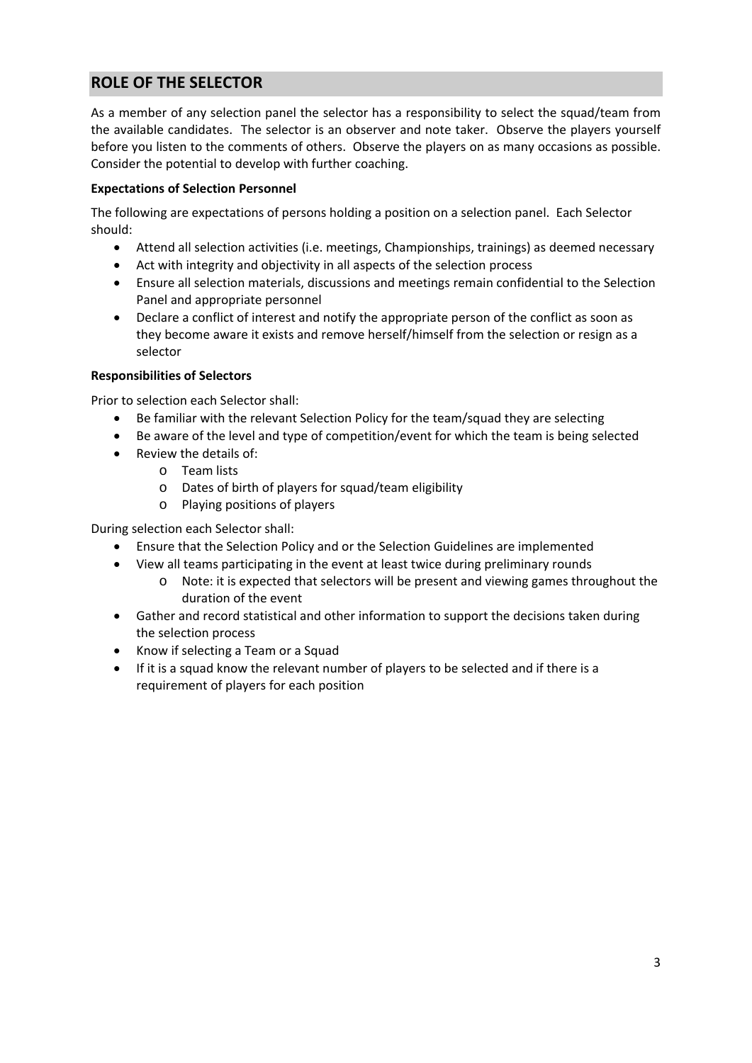## ROLE OF THE SELECTOR

As a member of any selection panel the selector has a responsibility to select the squad/team from the available candidates. The selector is an observer and note taker. Observe the players yourself before you listen to the comments of others. Observe the players on as many occasions as possible. Consider the potential to develop with further coaching.

**Expectations of Selection Personnel**

The following are expectations of persons holding a position on a selection panel. Each Selector should:

- Attend all selection activities (i.e. meetings, Championships, trainings) as deemed necessary
- Act with integrity and objectivity in all aspects of the selection process
- Ensure all selection materials, discussions and meetings remain confidential to the Selection Panel and appropriate personnel
- Declare a conflict of interest and notify the appropriate person of the conflict as soon as they become aware it exists and remove herself/himself from the selection or resign as a selector

**Responsibilities of Selectors**

Prior to selection each Selector shall:

- Be familiar with the relevant Selection Policy for the team/squad they are selecting
- Be aware of the level and type of competition/event for which the team is being selected
- Review the details of:
  - Team lists
  - Dates of birth of players for squad/team eligibility
  - Playing positions of players

During selection each Selector shall:

- Ensure that the Selection Policy and or the Selection Guidelines are implemented
- View all teams participating in the event at least twice during preliminary rounds
  - Note: it is expected that selectors will be present and viewing games throughout the duration of the event
- Gather and record statistical and other information to support the decisions taken during the selection process
- Know if selecting a Team or a Squad
- If it is a squad know the relevant number of players to be selected and if there is a requirement of players for each position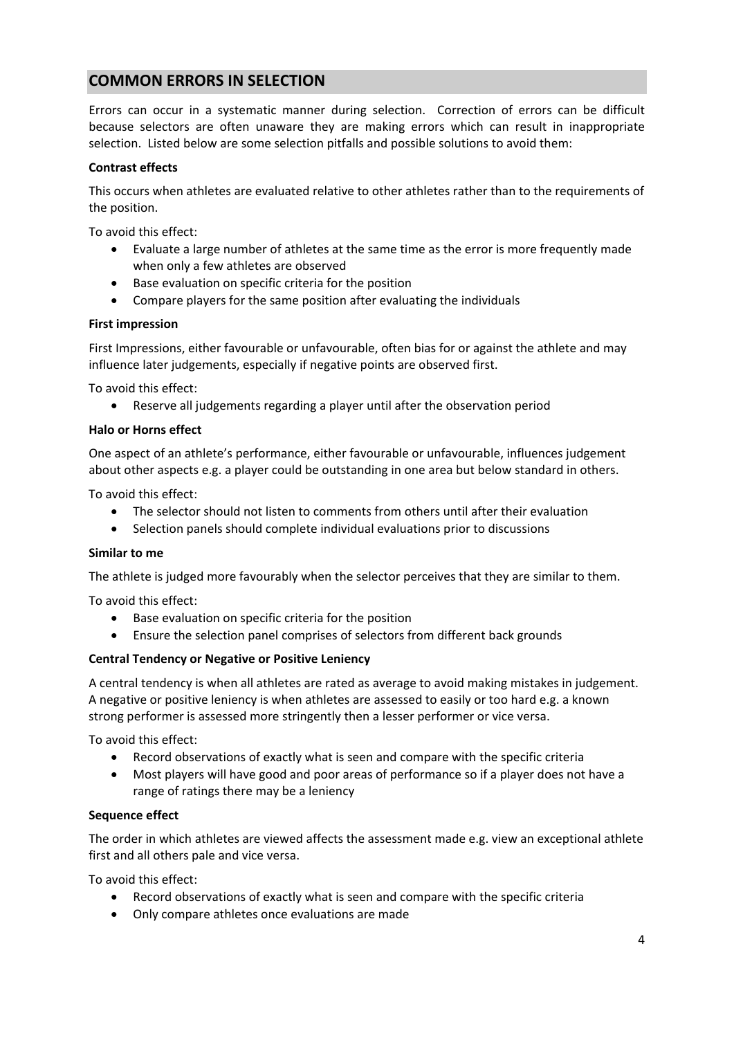## COMMON ERRORS IN SELECTION

Errors can occur in a systematic manner during selection. Correction of errors can be difficult because selectors are often unaware they are making errors which can result in inappropriate selection. Listed below are some selection pitfalls and possible solutions to avoid them:

**Contrast effects**

This occurs when athletes are evaluated relative to other athletes rather than to the requirements of the position.

To avoid this effect:

- Evaluate a large number of athletes at the same time as the error is more frequently made when only a few athletes are observed
- Base evaluation on specific criteria for the position
- Compare players for the same position after evaluating the individuals

**First impression**

First Impressions, either favourable or unfavourable, often bias for or against the athlete and may influence later judgements, especially if negative points are observed first.

To avoid this effect:

- Reserve all judgements regarding a player until after the observation period

**Halo or Horns effect**

One aspect of an athlete's performance, either favourable or unfavourable, influences judgement about other aspects e.g. a player could be outstanding in one area but below standard in others.

To avoid this effect:

- The selector should not listen to comments from others until after their evaluation
- Selection panels should complete individual evaluations prior to discussions

**Similar to me**

The athlete is judged more favourably when the selector perceives that they are similar to them.

To avoid this effect:

- Base evaluation on specific criteria for the position
- Ensure the selection panel comprises of selectors from different back grounds

**Central Tendency or Negative or Positive Leniency**

A central tendency is when all athletes are rated as average to avoid making mistakes in judgement. A negative or positive leniency is when athletes are assessed to easily or too hard e.g. a known strong performer is assessed more stringently then a lesser performer or vice versa.

To avoid this effect:

- Record observations of exactly what is seen and compare with the specific criteria
- Most players will have good and poor areas of performance so if a player does not have a range of ratings there may be a leniency

**Sequence effect**

The order in which athletes are viewed affects the assessment made e.g. view an exceptional athlete first and all others pale and vice versa.

To avoid this effect:

- Record observations of exactly what is seen and compare with the specific criteria
- Only compare athletes once evaluations are made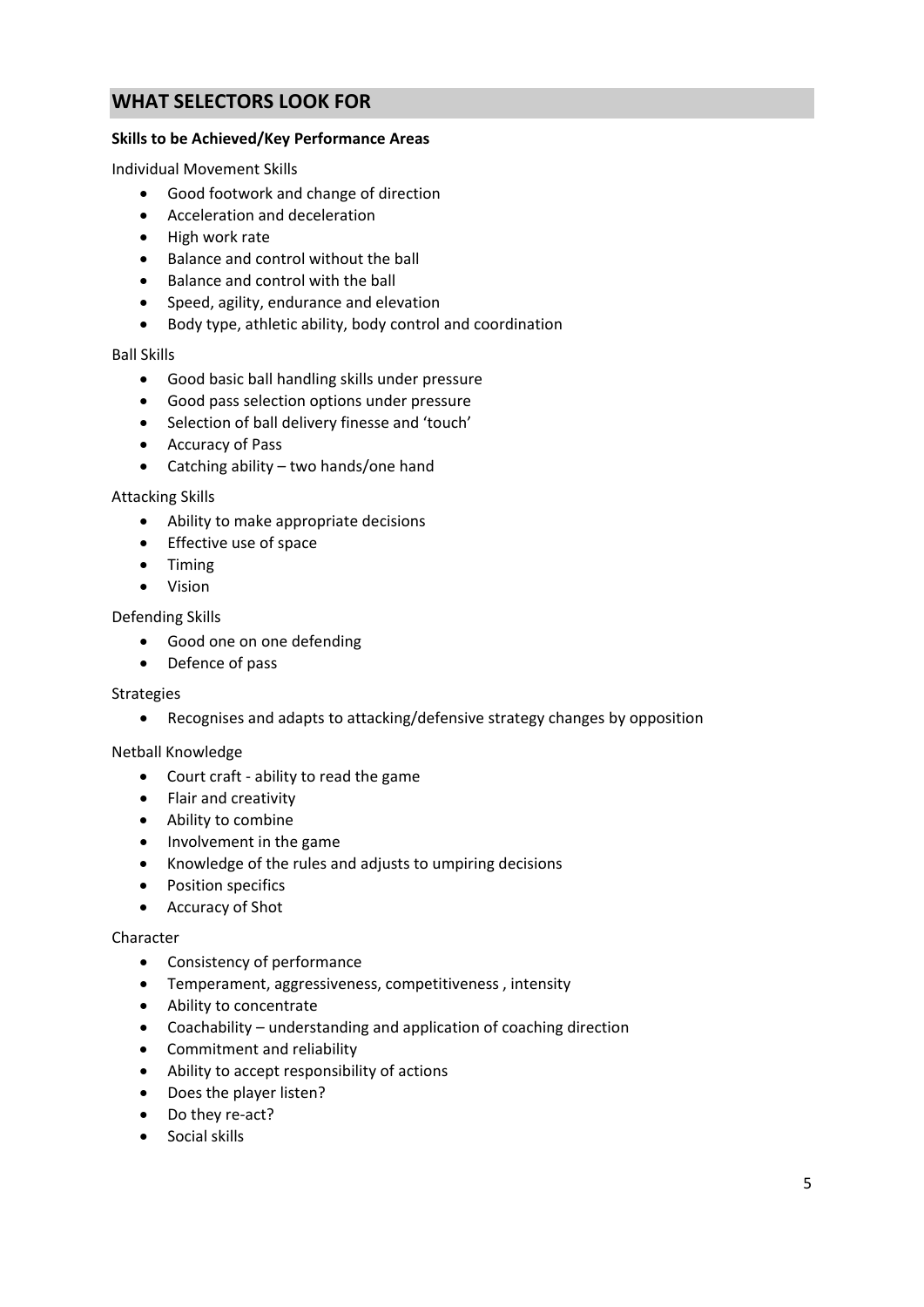## WHAT SELECTORS LOOK FOR

**Skills to be Achieved/Key Performance Areas**

Individual Movement Skills

- Good footwork and change of direction
- Acceleration and deceleration
- High work rate
- Balance and control without the ball
- Balance and control with the ball
- Speed, agility, endurance and elevation
- Body type, athletic ability, body control and coordination

Ball Skills

- Good basic ball handling skills under pressure
- Good pass selection options under pressure
- Selection of ball delivery finesse and 'touch'
- Accuracy of Pass
- Catching ability – two hands/one hand

Attacking Skills

- Ability to make appropriate decisions
- Effective use of space
- Timing
- Vision

Defending Skills

- Good one on one defending
- Defence of pass

Strategies

- Recognises and adapts to attacking/defensive strategy changes by opposition

Netball Knowledge

- Court craft - ability to read the game
- Flair and creativity
- Ability to combine
- Involvement in the game
- Knowledge of the rules and adjusts to umpiring decisions
- Position specifics
- Accuracy of Shot

Character

- Consistency of performance
- Temperament, aggressiveness, competitiveness , intensity
- Ability to concentrate
- Coachability – understanding and application of coaching direction
- Commitment and reliability
- Ability to accept responsibility of actions
- Does the player listen?
- Do they re-act?
- Social skills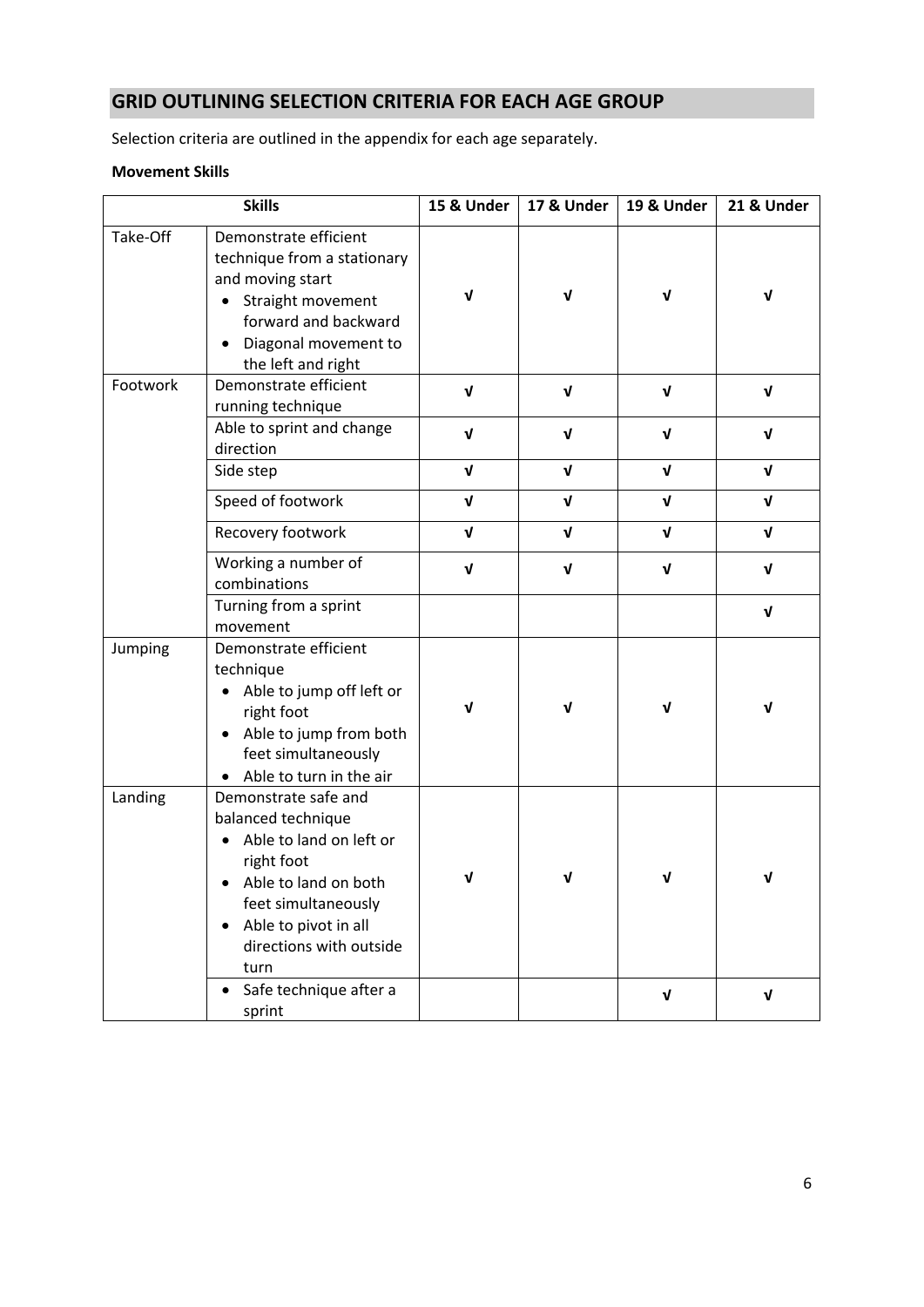## GRID OUTLINING SELECTION CRITERIA FOR EACH AGE GROUP

Selection criteria are outlined in the appendix for each age separately.

**Movement Skills**

| Skills | | 15 & Under | 17 & Under | 19 & Under | 21 & Under |
|---|---|---|---|---|---|
| Take-Off | Demonstrate efficient technique from a stationary and moving start<br>• Straight movement forward and backward<br>• Diagonal movement to the left and right | √ | √ | √ | √ |
| Footwork | Demonstrate efficient running technique | √ | √ | √ | √ |
| | Able to sprint and change direction | √ | √ | √ | √ |
| | Side step | √ | √ | √ | √ |
| | Speed of footwork | √ | √ | √ | √ |
| | Recovery footwork | √ | √ | √ | √ |
| | Working a number of combinations | √ | √ | √ | √ |
| | Turning from a sprint movement | | | | √ |
| Jumping | Demonstrate efficient technique<br>• Able to jump off left or right foot<br>• Able to jump from both feet simultaneously<br>• Able to turn in the air | √ | √ | √ | √ |
| Landing | Demonstrate safe and balanced technique<br>• Able to land on left or right foot<br>• Able to land on both feet simultaneously<br>• Able to pivot in all directions with outside turn | √ | √ | √ | √ |
| | • Safe technique after a sprint | | | √ | √ |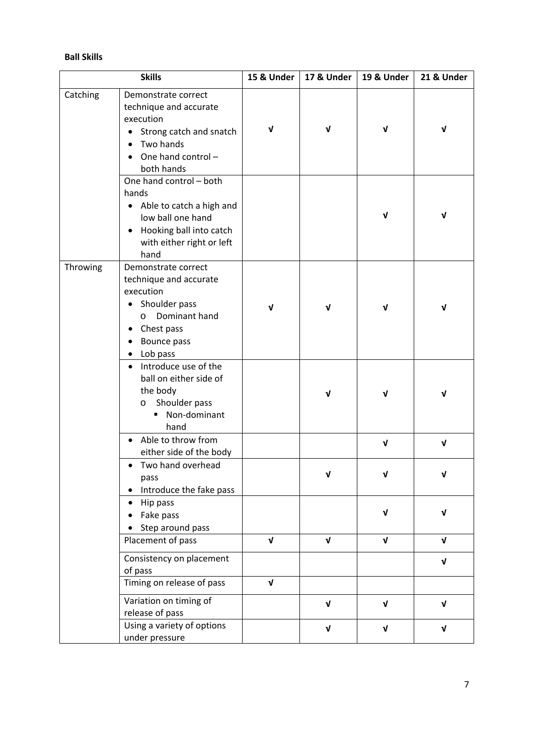**Ball Skills**

| Skills | | 15 & Under | 17 & Under | 19 & Under | 21 & Under |
|---|---|---|---|---|---|
| Catching | Demonstrate correct technique and accurate execution<br>• Strong catch and snatch<br>• Two hands<br>• One hand control – both hands | √ | √ | √ | √ |
| | One hand control – both hands<br>• Able to catch a high and low ball one hand<br>• Hooking ball into catch with either right or left hand | | | √ | √ |
| Throwing | Demonstrate correct technique and accurate execution<br>• Shoulder pass<br>o Dominant hand<br>• Chest pass<br>• Bounce pass<br>• Lob pass | √ | √ | √ | √ |
| | • Introduce use of the ball on either side of the body<br>o Shoulder pass<br>▪ Non-dominant hand | | √ | √ | √ |
| | • Able to throw from either side of the body | | | √ | √ |
| | • Two hand overhead pass<br>• Introduce the fake pass | | √ | √ | √ |
| | • Hip pass<br>• Fake pass<br>• Step around pass | | | √ | √ |
| | Placement of pass | √ | √ | √ | √ |
| | Consistency on placement of pass | | | | √ |
| | Timing on release of pass | √ | | | |
| | Variation on timing of release of pass | | √ | √ | √ |
| | Using a variety of options under pressure | | √ | √ | √ |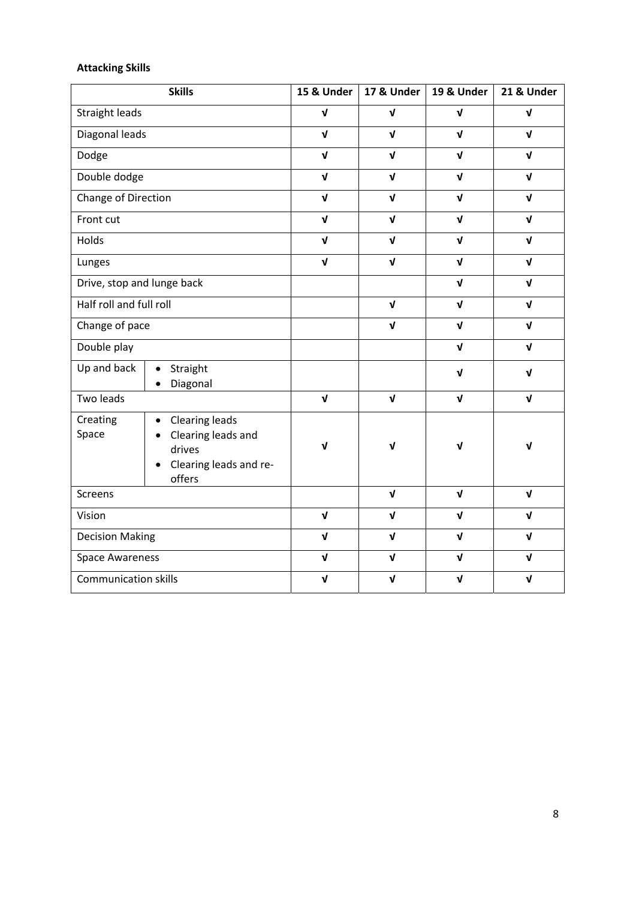**Attacking Skills**

| Skills | | 15 & Under | 17 & Under | 19 & Under | 21 & Under |
|---|---|---|---|---|---|
| Straight leads | | √ | √ | √ | √ |
| Diagonal leads | | √ | √ | √ | √ |
| Dodge | | √ | √ | √ | √ |
| Double dodge | | √ | √ | √ | √ |
| Change of Direction | | √ | √ | √ | √ |
| Front cut | | √ | √ | √ | √ |
| Holds | | √ | √ | √ | √ |
| Lunges | | √ | √ | √ | √ |
| Drive, stop and lunge back | | | | √ | √ |
| Half roll and full roll | | | √ | √ | √ |
| Change of pace | | | √ | √ | √ |
| Double play | | | | √ | √ |
| Up and back | • Straight<br>• Diagonal | | | √ | √ |
| Two leads | | √ | √ | √ | √ |
| Creating Space | • Clearing leads<br>• Clearing leads and drives<br>• Clearing leads and re-offers | √ | √ | √ | √ |
| Screens | | | √ | √ | √ |
| Vision | | √ | √ | √ | √ |
| Decision Making | | √ | √ | √ | √ |
| Space Awareness | | √ | √ | √ | √ |
| Communication skills | | √ | √ | √ | √ |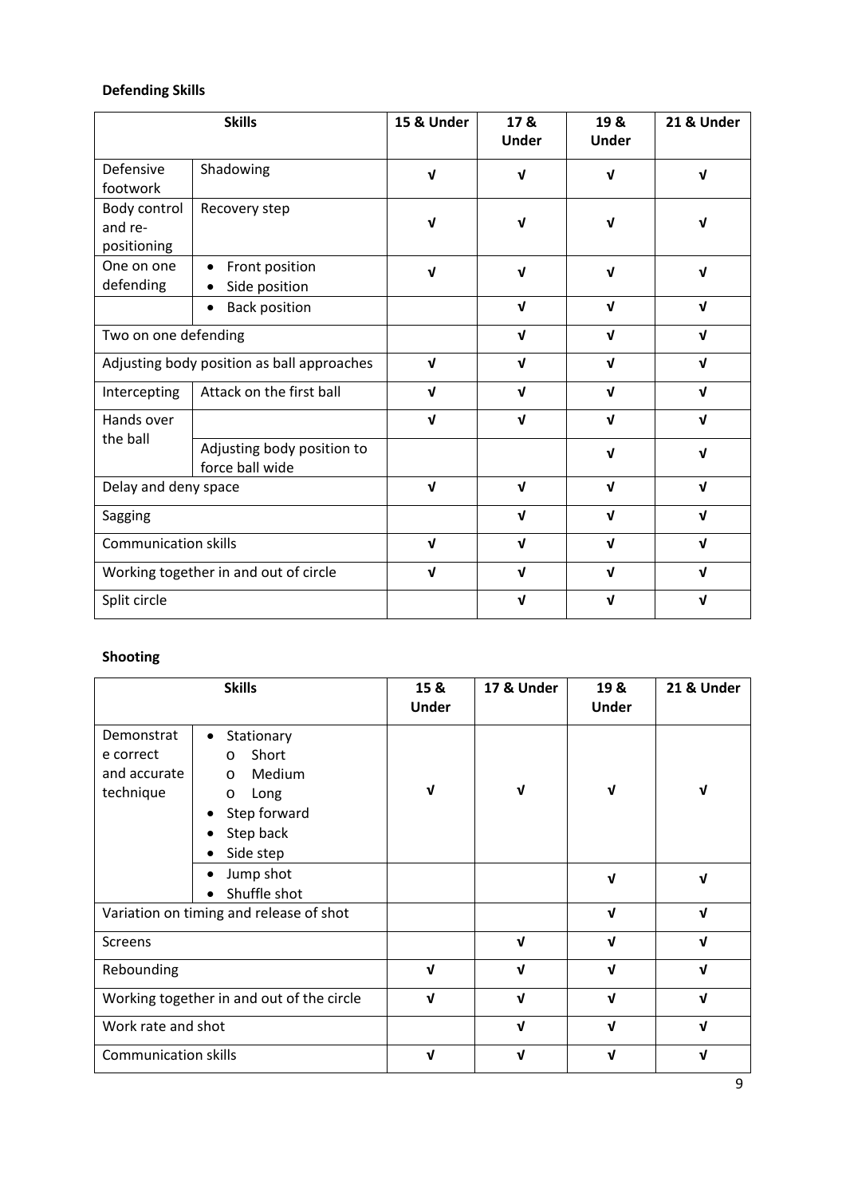**Defending Skills**

| Skills | | 15 & Under | 17 & Under | 19 & Under | 21 & Under |
|---|---|---|---|---|---|
| Defensive footwork | Shadowing | √ | √ | √ | √ |
| Body control and re-positioning | Recovery step | √ | √ | √ | √ |
| One on one defending | • Front position<br>• Side position | √ | √ | √ | √ |
| | • Back position | | √ | √ | √ |
| Two on one defending | | | √ | √ | √ |
| Adjusting body position as ball approaches | | √ | √ | √ | √ |
| Intercepting | Attack on the first ball | √ | √ | √ | √ |
| Hands over the ball | | √ | √ | √ | √ |
| | Adjusting body position to force ball wide | | | √ | √ |
| Delay and deny space | | √ | √ | √ | √ |
| Sagging | | | √ | √ | √ |
| Communication skills | | √ | √ | √ | √ |
| Working together in and out of circle | | √ | √ | √ | √ |
| Split circle | | | √ | √ | √ |

**Shooting**

| Skills | | 15 & Under | 17 & Under | 19 & Under | 21 & Under |
|---|---|---|---|---|---|
| Demonstrate correct and accurate technique | • Stationary<br>o Short<br>o Medium<br>o Long<br>• Step forward<br>• Step back<br>• Side step | √ | √ | √ | √ |
| | • Jump shot<br>• Shuffle shot | | | √ | √ |
| Variation on timing and release of shot | | | | √ | √ |
| Screens | | | √ | √ | √ |
| Rebounding | | √ | √ | √ | √ |
| Working together in and out of the circle | | √ | √ | √ | √ |
| Work rate and shot | | | √ | √ | √ |
| Communication skills | | √ | √ | √ | √ |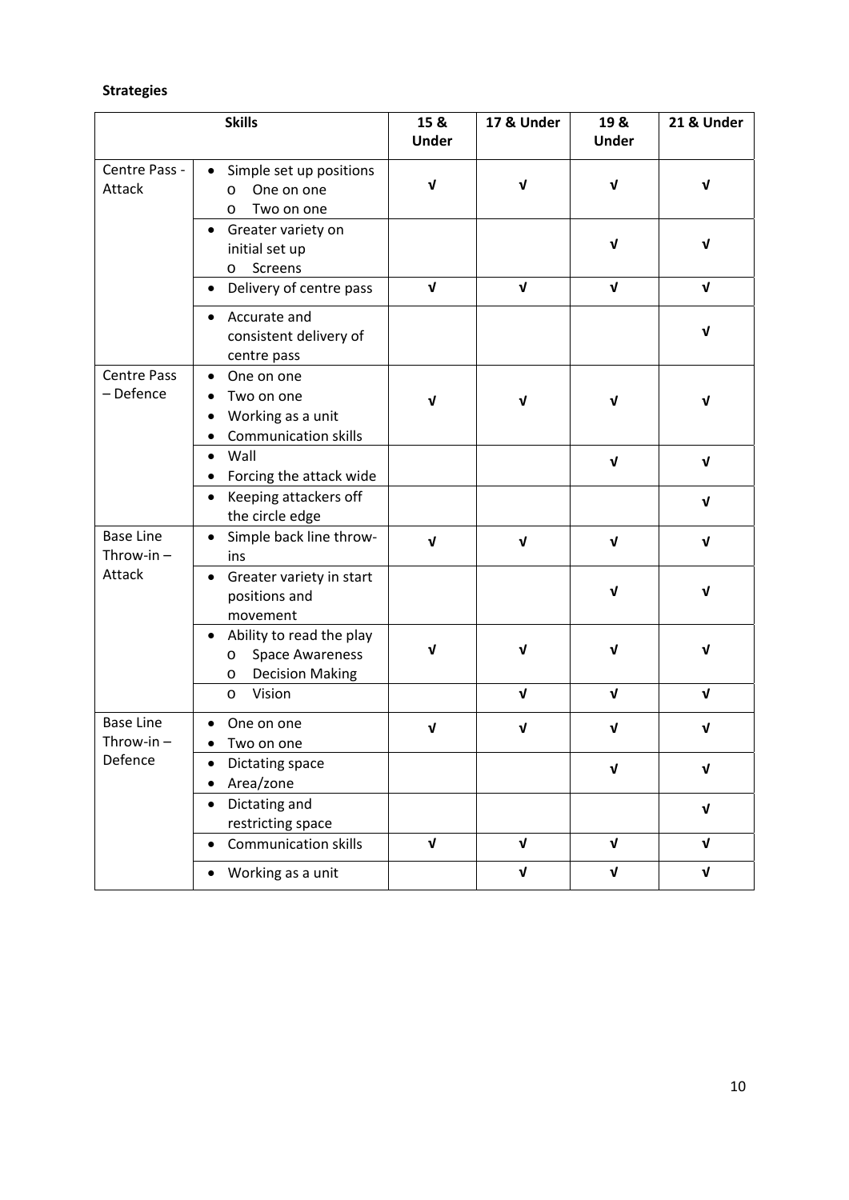**Strategies**

| Skills | | 15 & Under | 17 & Under | 19 & Under | 21 & Under |
|---|---|---|---|---|---|
| Centre Pass - Attack | • Simple set up positions<br>o One on one<br>o Two on one | √ | √ | √ | √ |
| | • Greater variety on initial set up<br>o Screens | | | √ | √ |
| | • Delivery of centre pass | √ | √ | √ | √ |
| | • Accurate and consistent delivery of centre pass | | | | √ |
| Centre Pass – Defence | • One on one<br>• Two on one<br>• Working as a unit<br>• Communication skills | √ | √ | √ | √ |
| | • Wall<br>• Forcing the attack wide | | | √ | √ |
| | • Keeping attackers off the circle edge | | | | √ |
| Base Line Throw-in – Attack | • Simple back line throw-ins | √ | √ | √ | √ |
| | • Greater variety in start positions and movement | | | √ | √ |
| | • Ability to read the play<br>o Space Awareness<br>o Decision Making | √ | √ | √ | √ |
| | o Vision | | √ | √ | √ |
| Base Line Throw-in – Defence | • One on one<br>• Two on one | √ | √ | √ | √ |
| | • Dictating space<br>• Area/zone | | | √ | √ |
| | • Dictating and restricting space | | | | √ |
| | • Communication skills | √ | √ | √ | √ |
| | • Working as a unit | | √ | √ | √ |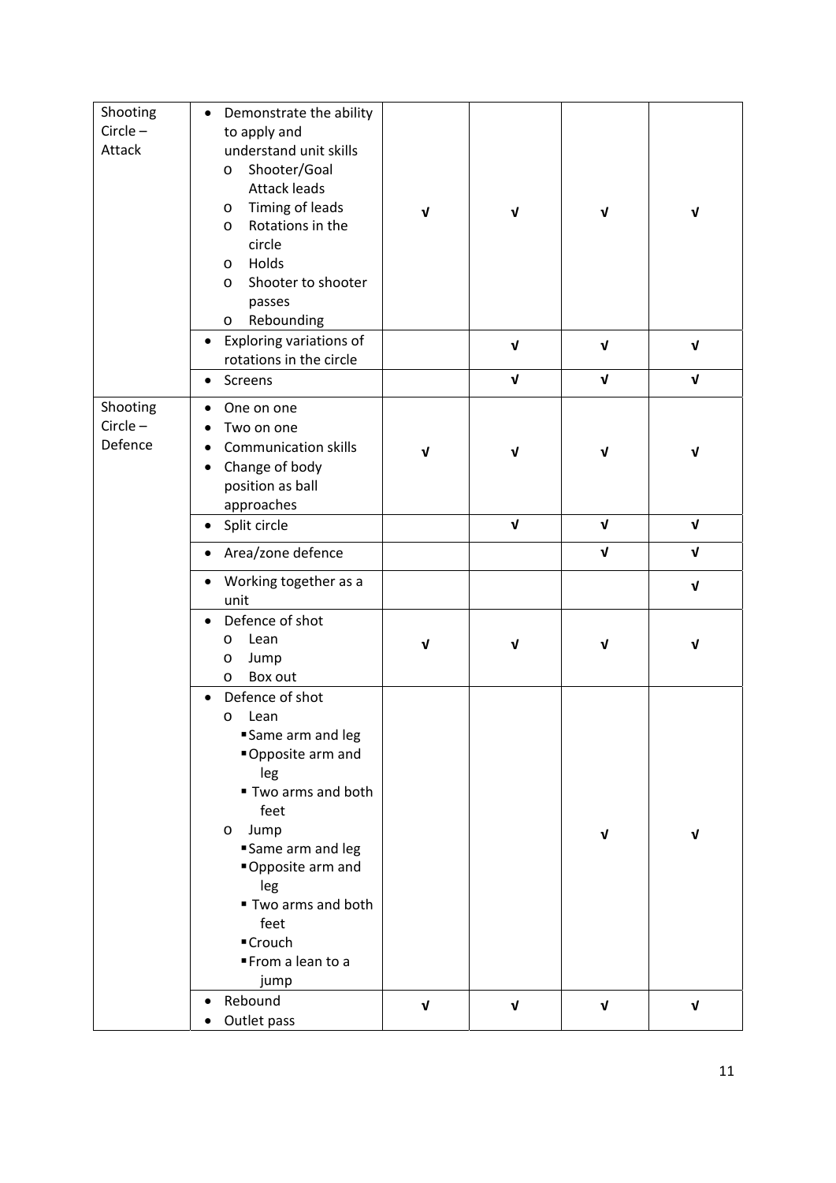| | | | | | |
|---|---|---|---|---|---|
| Shooting Circle – Attack | • Demonstrate the ability to apply and understand unit skills<br>o Shooter/Goal Attack leads<br>o Timing of leads<br>o Rotations in the circle<br>o Holds<br>o Shooter to shooter passes<br>o Rebounding | √ | √ | √ | √ |
| | • Exploring variations of rotations in the circle | | √ | √ | √ |
| | • Screens | | √ | √ | √ |
| Shooting Circle – Defence | • One on one<br>• Two on one<br>• Communication skills<br>• Change of body position as ball approaches | √ | √ | √ | √ |
| | • Split circle | | √ | √ | √ |
| | • Area/zone defence | | | √ | √ |
| | • Working together as a unit | | | | √ |
| | • Defence of shot<br>o Lean<br>o Jump<br>o Box out | √ | √ | √ | √ |
| | • Defence of shot<br>o Lean<br>▪ Same arm and leg<br>▪ Opposite arm and leg<br>▪ Two arms and both feet<br>o Jump<br>▪ Same arm and leg<br>▪ Opposite arm and leg<br>▪ Two arms and both feet<br>▪ Crouch<br>▪ From a lean to a jump | | | √ | √ |
| | • Rebound<br>• Outlet pass | √ | √ | √ | √ |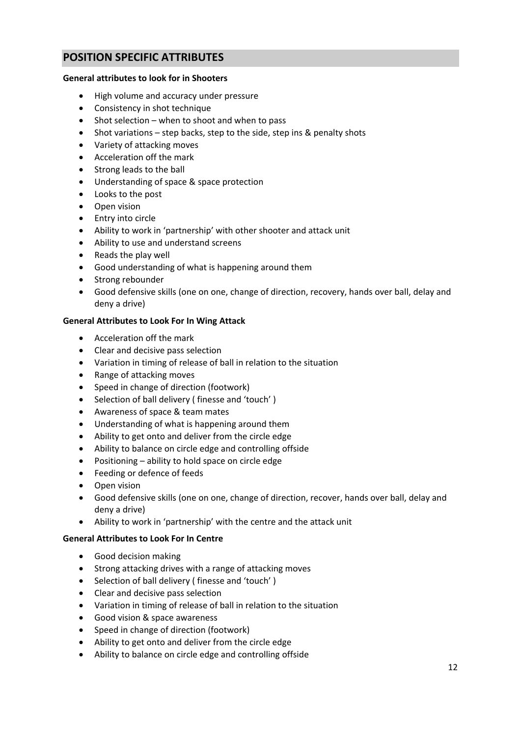## POSITION SPECIFIC ATTRIBUTES

**General attributes to look for in Shooters**

- High volume and accuracy under pressure
- Consistency in shot technique
- Shot selection – when to shoot and when to pass
- Shot variations – step backs, step to the side, step ins & penalty shots
- Variety of attacking moves
- Acceleration off the mark
- Strong leads to the ball
- Understanding of space & space protection
- Looks to the post
- Open vision
- Entry into circle
- Ability to work in 'partnership' with other shooter and attack unit
- Ability to use and understand screens
- Reads the play well
- Good understanding of what is happening around them
- Strong rebounder
- Good defensive skills (one on one, change of direction, recovery, hands over ball, delay and deny a drive)

**General Attributes to Look For In Wing Attack**

- Acceleration off the mark
- Clear and decisive pass selection
- Variation in timing of release of ball in relation to the situation
- Range of attacking moves
- Speed in change of direction (footwork)
- Selection of ball delivery ( finesse and 'touch' )
- Awareness of space & team mates
- Understanding of what is happening around them
- Ability to get onto and deliver from the circle edge
- Ability to balance on circle edge and controlling offside
- Positioning – ability to hold space on circle edge
- Feeding or defence of feeds
- Open vision
- Good defensive skills (one on one, change of direction, recover, hands over ball, delay and deny a drive)
- Ability to work in 'partnership' with the centre and the attack unit

**General Attributes to Look For In Centre**

- Good decision making
- Strong attacking drives with a range of attacking moves
- Selection of ball delivery ( finesse and 'touch' )
- Clear and decisive pass selection
- Variation in timing of release of ball in relation to the situation
- Good vision & space awareness
- Speed in change of direction (footwork)
- Ability to get onto and deliver from the circle edge
- Ability to balance on circle edge and controlling offside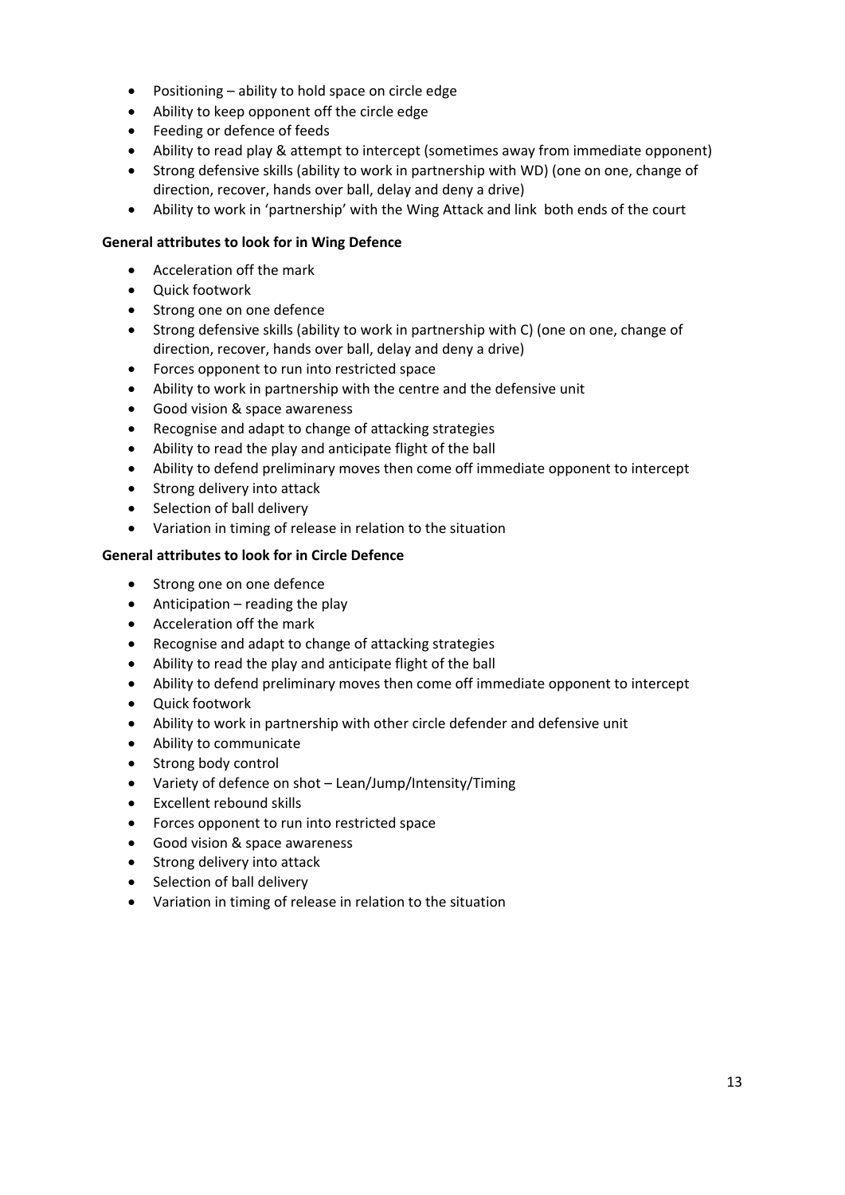- Positioning – ability to hold space on circle edge
- Ability to keep opponent off the circle edge
- Feeding or defence of feeds
- Ability to read play & attempt to intercept (sometimes away from immediate opponent)
- Strong defensive skills (ability to work in partnership with WD) (one on one, change of direction, recover, hands over ball, delay and deny a drive)
- Ability to work in 'partnership' with the Wing Attack and link both ends of the court

**General attributes to look for in Wing Defence**

- Acceleration off the mark
- Quick footwork
- Strong one on one defence
- Strong defensive skills (ability to work in partnership with C) (one on one, change of direction, recover, hands over ball, delay and deny a drive)
- Forces opponent to run into restricted space
- Ability to work in partnership with the centre and the defensive unit
- Good vision & space awareness
- Recognise and adapt to change of attacking strategies
- Ability to read the play and anticipate flight of the ball
- Ability to defend preliminary moves then come off immediate opponent to intercept
- Strong delivery into attack
- Selection of ball delivery
- Variation in timing of release in relation to the situation

**General attributes to look for in Circle Defence**

- Strong one on one defence
- Anticipation – reading the play
- Acceleration off the mark
- Recognise and adapt to change of attacking strategies
- Ability to read the play and anticipate flight of the ball
- Ability to defend preliminary moves then come off immediate opponent to intercept
- Quick footwork
- Ability to work in partnership with other circle defender and defensive unit
- Ability to communicate
- Strong body control
- Variety of defence on shot – Lean/Jump/Intensity/Timing
- Excellent rebound skills
- Forces opponent to run into restricted space
- Good vision & space awareness
- Strong delivery into attack
- Selection of ball delivery
- Variation in timing of release in relation to the situation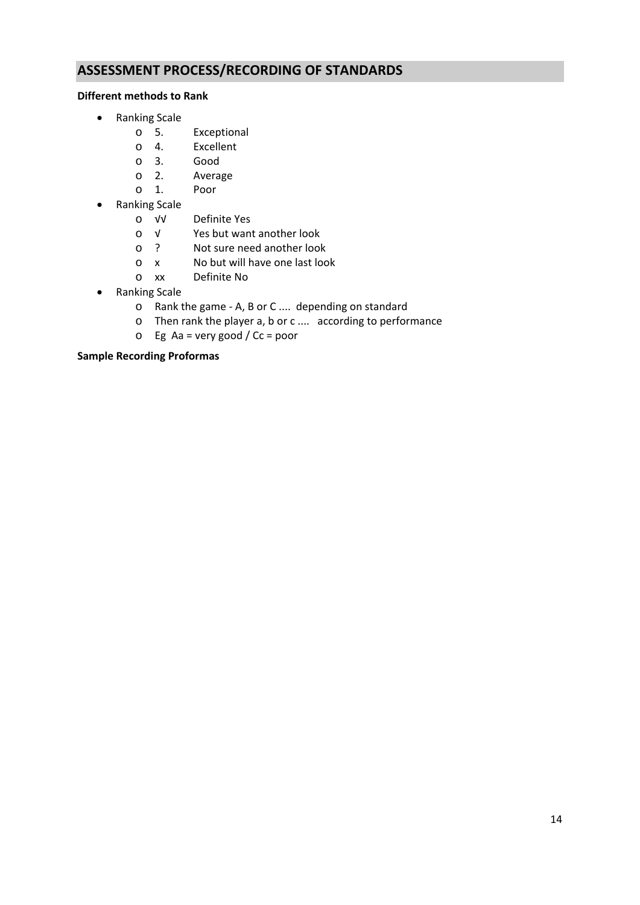## ASSESSMENT PROCESS/RECORDING OF STANDARDS

**Different methods to Rank**

- Ranking Scale
  - 5. Exceptional
  - 4. Excellent
  - 3. Good
  - 2. Average
  - 1. Poor
- Ranking Scale
  - √√ Definite Yes
  - √ Yes but want another look
  - ? Not sure need another look
  - x No but will have one last look
  - xx Definite No
- Ranking Scale
  - Rank the game - A, B or C .... depending on standard
  - Then rank the player a, b or c .... according to performance
  - Eg Aa = very good / Cc = poor

**Sample Recording Proformas**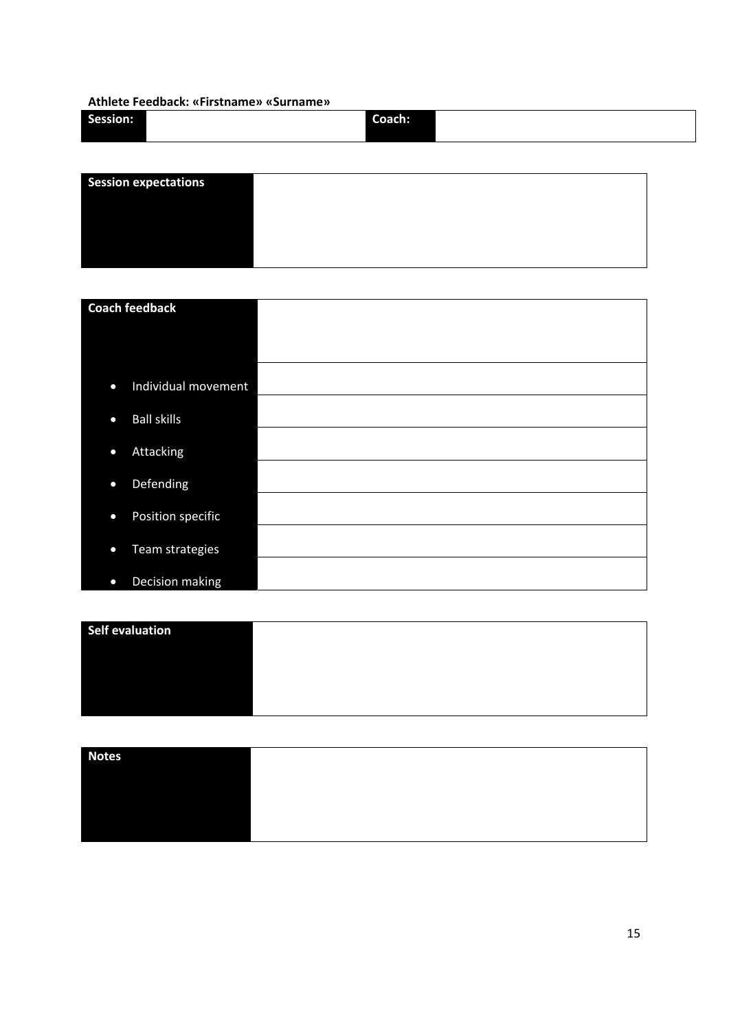**Athlete Feedback: «Firstname» «Surname»**

| Session: | | Coach: | |
|---|---|---|---|

| Session expectations | |
|---|---|

| Coach feedback | |
|---|---|
| • Individual movement | |
| • Ball skills | |
| • Attacking | |
| • Defending | |
| • Position specific | |
| • Team strategies | |
| • Decision making | |

| Self evaluation | |
|---|---|

| Notes | |
|---|---|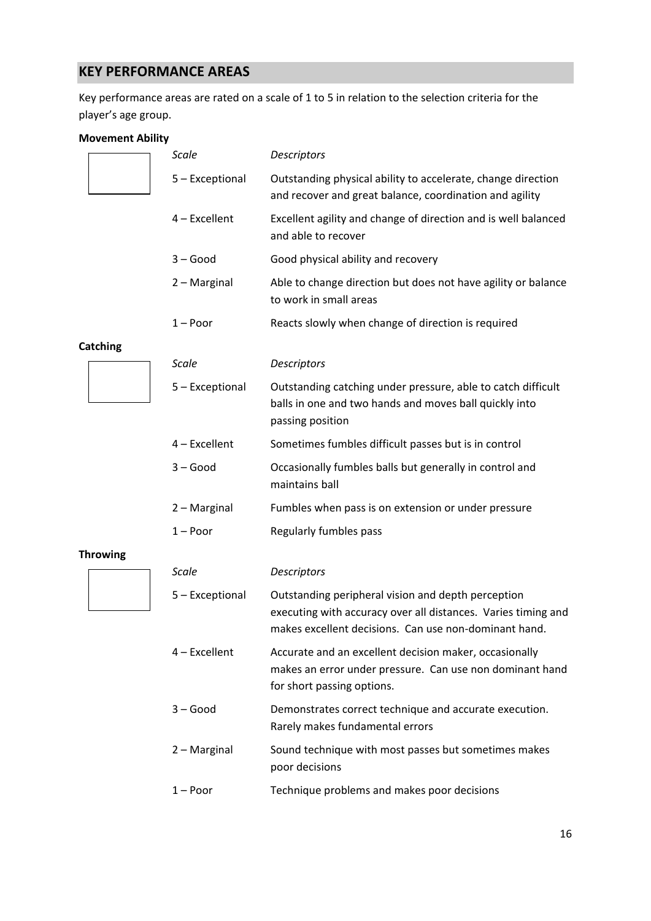## KEY PERFORMANCE AREAS

Key performance areas are rated on a scale of 1 to 5 in relation to the selection criteria for the player's age group.

**Movement Ability**

| *Scale* | *Descriptors* |
|---|---|
| 5 – Exceptional | Outstanding physical ability to accelerate, change direction and recover and great balance, coordination and agility |
| 4 – Excellent | Excellent agility and change of direction and is well balanced and able to recover |
| 3 – Good | Good physical ability and recovery |
| 2 – Marginal | Able to change direction but does not have agility or balance to work in small areas |
| 1 – Poor | Reacts slowly when change of direction is required |

**Catching**

| *Scale* | *Descriptors* |
|---|---|
| 5 – Exceptional | Outstanding catching under pressure, able to catch difficult balls in one and two hands and moves ball quickly into passing position |
| 4 – Excellent | Sometimes fumbles difficult passes but is in control |
| 3 – Good | Occasionally fumbles balls but generally in control and maintains ball |
| 2 – Marginal | Fumbles when pass is on extension or under pressure |
| 1 – Poor | Regularly fumbles pass |

**Throwing**

| *Scale* | *Descriptors* |
|---|---|
| 5 – Exceptional | Outstanding peripheral vision and depth perception executing with accuracy over all distances. Varies timing and makes excellent decisions. Can use non-dominant hand. |
| 4 – Excellent | Accurate and an excellent decision maker, occasionally makes an error under pressure. Can use non dominant hand for short passing options. |
| 3 – Good | Demonstrates correct technique and accurate execution. Rarely makes fundamental errors |
| 2 – Marginal | Sound technique with most passes but sometimes makes poor decisions |
| 1 – Poor | Technique problems and makes poor decisions |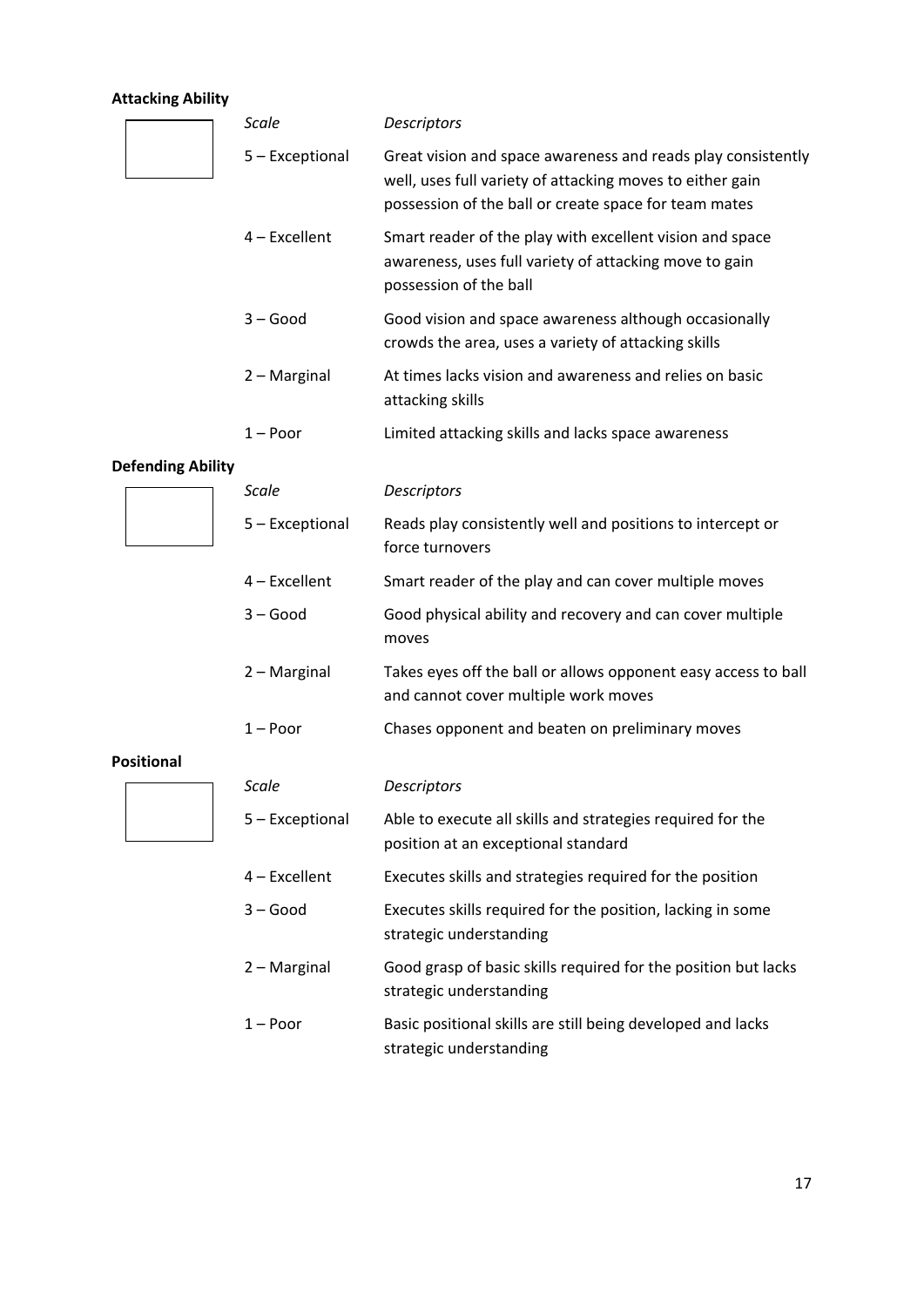**Attacking Ability**

| Scale | Descriptors |
|---|---|
| 5 – Exceptional | Great vision and space awareness and reads play consistently well, uses full variety of attacking moves to either gain possession of the ball or create space for team mates |
| 4 – Excellent | Smart reader of the play with excellent vision and space awareness, uses full variety of attacking move to gain possession of the ball |
| 3 – Good | Good vision and space awareness although occasionally crowds the area, uses a variety of attacking skills |
| 2 – Marginal | At times lacks vision and awareness and relies on basic attacking skills |
| 1 – Poor | Limited attacking skills and lacks space awareness |

**Defending Ability**

| Scale | Descriptors |
|---|---|
| 5 – Exceptional | Reads play consistently well and positions to intercept or force turnovers |
| 4 – Excellent | Smart reader of the play and can cover multiple moves |
| 3 – Good | Good physical ability and recovery and can cover multiple moves |
| 2 – Marginal | Takes eyes off the ball or allows opponent easy access to ball and cannot cover multiple work moves |
| 1 – Poor | Chases opponent and beaten on preliminary moves |

**Positional**

| Scale | Descriptors |
|---|---|
| 5 – Exceptional | Able to execute all skills and strategies required for the position at an exceptional standard |
| 4 – Excellent | Executes skills and strategies required for the position |
| 3 – Good | Executes skills required for the position, lacking in some strategic understanding |
| 2 – Marginal | Good grasp of basic skills required for the position but lacks strategic understanding |
| 1 – Poor | Basic positional skills are still being developed and lacks strategic understanding |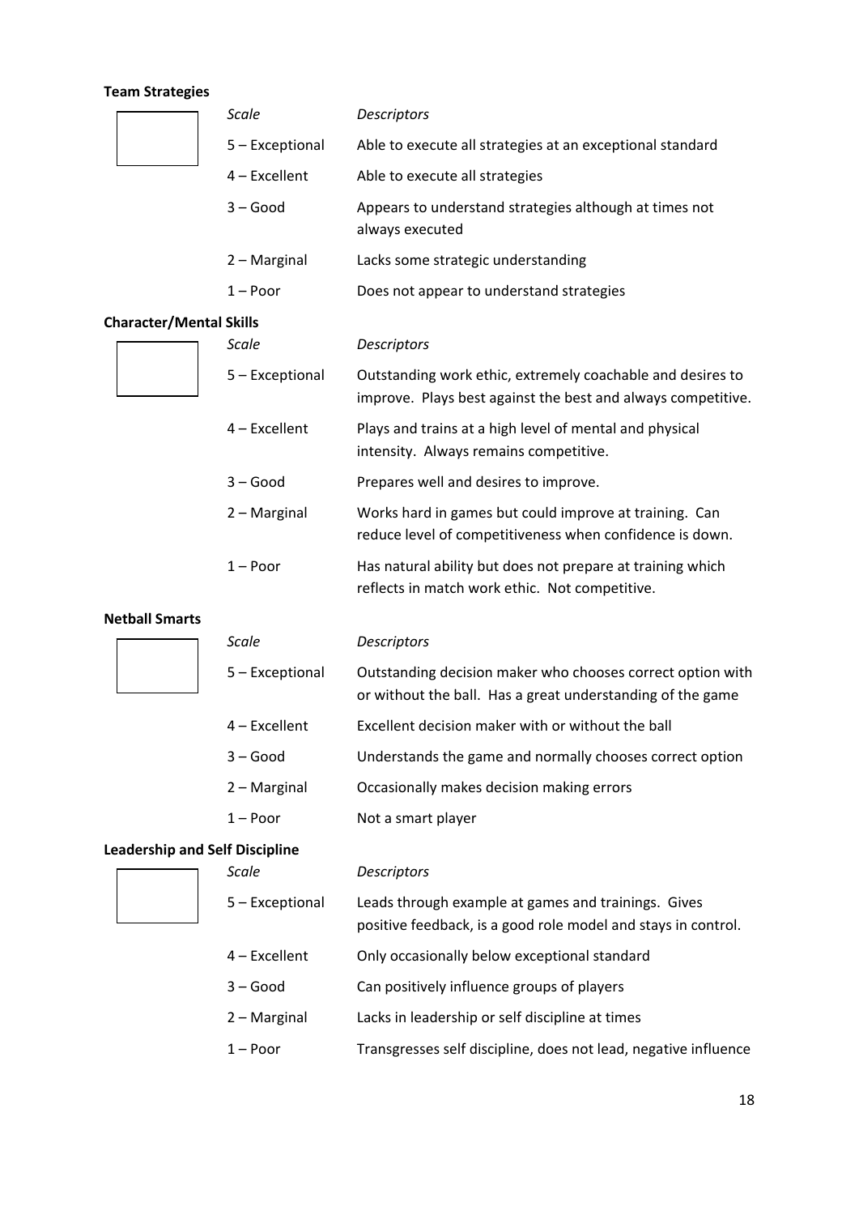**Team Strategies**

| Scale | Descriptors |
|---|---|
| 5 – Exceptional | Able to execute all strategies at an exceptional standard |
| 4 – Excellent | Able to execute all strategies |
| 3 – Good | Appears to understand strategies although at times not always executed |
| 2 – Marginal | Lacks some strategic understanding |
| 1 – Poor | Does not appear to understand strategies |

**Character/Mental Skills**

| Scale | Descriptors |
|---|---|
| 5 – Exceptional | Outstanding work ethic, extremely coachable and desires to improve. Plays best against the best and always competitive. |
| 4 – Excellent | Plays and trains at a high level of mental and physical intensity. Always remains competitive. |
| 3 – Good | Prepares well and desires to improve. |
| 2 – Marginal | Works hard in games but could improve at training. Can reduce level of competitiveness when confidence is down. |
| 1 – Poor | Has natural ability but does not prepare at training which reflects in match work ethic. Not competitive. |

**Netball Smarts**

| Scale | Descriptors |
|---|---|
| 5 – Exceptional | Outstanding decision maker who chooses correct option with or without the ball. Has a great understanding of the game |
| 4 – Excellent | Excellent decision maker with or without the ball |
| 3 – Good | Understands the game and normally chooses correct option |
| 2 – Marginal | Occasionally makes decision making errors |
| 1 – Poor | Not a smart player |

**Leadership and Self Discipline**

| Scale | Descriptors |
|---|---|
| 5 – Exceptional | Leads through example at games and trainings. Gives positive feedback, is a good role model and stays in control. |
| 4 – Excellent | Only occasionally below exceptional standard |
| 3 – Good | Can positively influence groups of players |
| 2 – Marginal | Lacks in leadership or self discipline at times |
| 1 – Poor | Transgresses self discipline, does not lead, negative influence |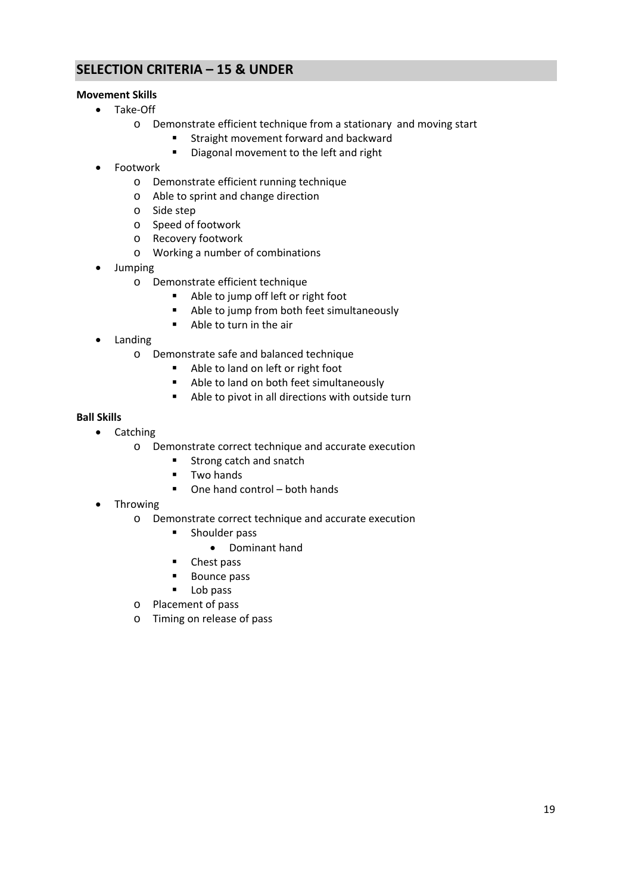## SELECTION CRITERIA – 15 & UNDER

**Movement Skills**

- Take-Off
  - Demonstrate efficient technique from a stationary and moving start
    - Straight movement forward and backward
    - Diagonal movement to the left and right
- Footwork
  - Demonstrate efficient running technique
  - Able to sprint and change direction
  - Side step
  - Speed of footwork
  - Recovery footwork
  - Working a number of combinations
- Jumping
  - Demonstrate efficient technique
    - Able to jump off left or right foot
    - Able to jump from both feet simultaneously
    - Able to turn in the air
- Landing
  - Demonstrate safe and balanced technique
    - Able to land on left or right foot
    - Able to land on both feet simultaneously
    - Able to pivot in all directions with outside turn

**Ball Skills**

- Catching
  - Demonstrate correct technique and accurate execution
    - Strong catch and snatch
    - Two hands
    - One hand control – both hands
- Throwing
  - Demonstrate correct technique and accurate execution
    - Shoulder pass
      - Dominant hand
    - Chest pass
    - Bounce pass
    - Lob pass
  - Placement of pass
  - Timing on release of pass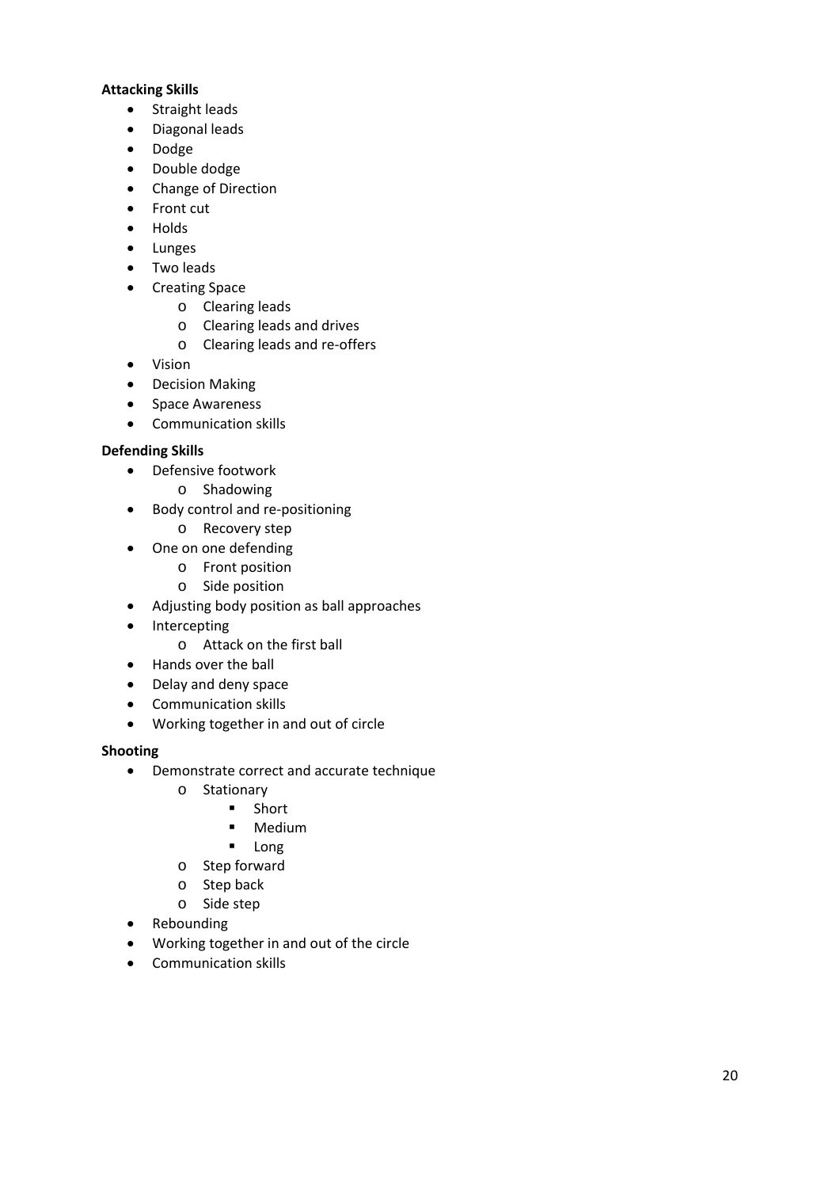**Attacking Skills**

- Straight leads
- Diagonal leads
- Dodge
- Double dodge
- Change of Direction
- Front cut
- Holds
- Lunges
- Two leads
- Creating Space
    - Clearing leads
    - Clearing leads and drives
    - Clearing leads and re-offers
- Vision
- Decision Making
- Space Awareness
- Communication skills

**Defending Skills**

- Defensive footwork
    - Shadowing
- Body control and re-positioning
    - Recovery step
- One on one defending
    - Front position
    - Side position
- Adjusting body position as ball approaches
- Intercepting
    - Attack on the first ball
- Hands over the ball
- Delay and deny space
- Communication skills
- Working together in and out of circle

**Shooting**

- Demonstrate correct and accurate technique
    - Stationary
        - Short
        - Medium
        - Long
    - Step forward
    - Step back
    - Side step
- Rebounding
- Working together in and out of the circle
- Communication skills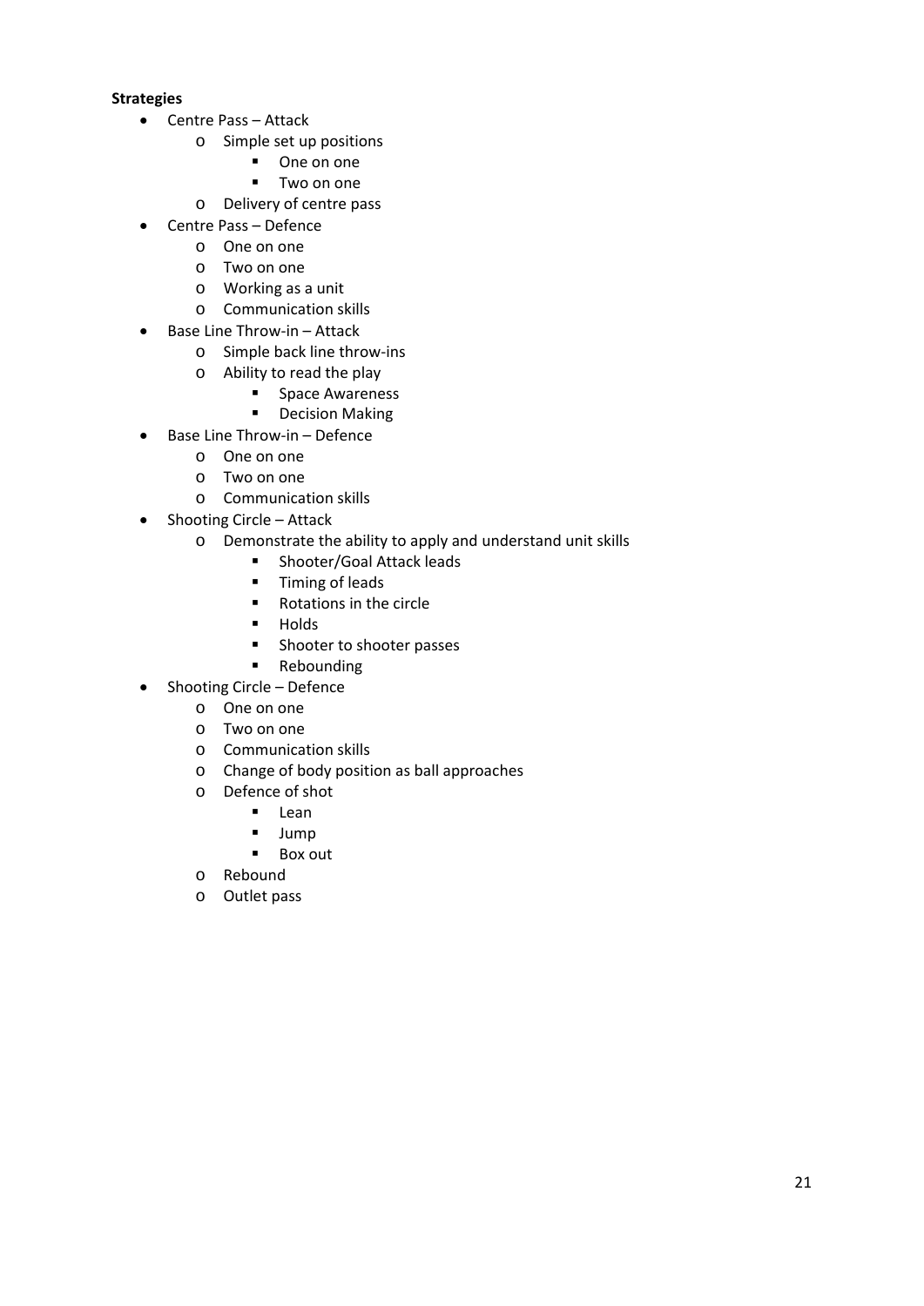**Strategies**

- Centre Pass – Attack
  - Simple set up positions
    - One on one
    - Two on one
  - Delivery of centre pass
- Centre Pass – Defence
  - One on one
  - Two on one
  - Working as a unit
  - Communication skills
- Base Line Throw-in – Attack
  - Simple back line throw-ins
  - Ability to read the play
    - Space Awareness
    - Decision Making
- Base Line Throw-in – Defence
  - One on one
  - Two on one
  - Communication skills
- Shooting Circle – Attack
  - Demonstrate the ability to apply and understand unit skills
    - Shooter/Goal Attack leads
    - Timing of leads
    - Rotations in the circle
    - Holds
    - Shooter to shooter passes
    - Rebounding
- Shooting Circle – Defence
  - One on one
  - Two on one
  - Communication skills
  - Change of body position as ball approaches
  - Defence of shot
    - Lean
    - Jump
    - Box out
  - Rebound
  - Outlet pass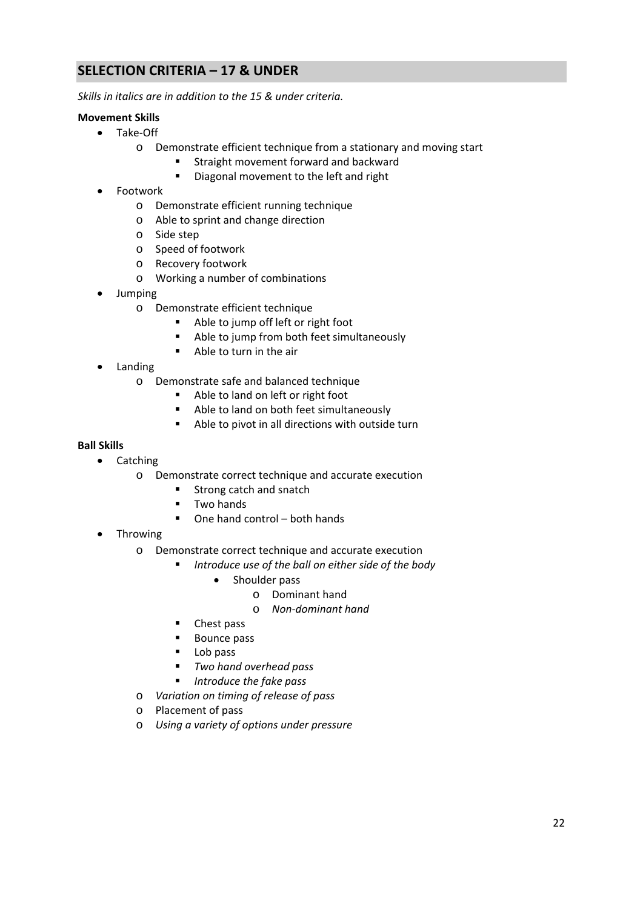## SELECTION CRITERIA – 17 & UNDER

*Skills in italics are in addition to the 15 & under criteria.*

**Movement Skills**

- Take-Off
  - Demonstrate efficient technique from a stationary and moving start
    - Straight movement forward and backward
    - Diagonal movement to the left and right
- Footwork
  - Demonstrate efficient running technique
  - Able to sprint and change direction
  - Side step
  - Speed of footwork
  - Recovery footwork
  - Working a number of combinations
- Jumping
  - Demonstrate efficient technique
    - Able to jump off left or right foot
    - Able to jump from both feet simultaneously
    - Able to turn in the air
- Landing
  - Demonstrate safe and balanced technique
    - Able to land on left or right foot
    - Able to land on both feet simultaneously
    - Able to pivot in all directions with outside turn

**Ball Skills**

- Catching
  - Demonstrate correct technique and accurate execution
    - Strong catch and snatch
    - Two hands
    - One hand control – both hands
- Throwing
  - Demonstrate correct technique and accurate execution
    - *Introduce use of the ball on either side of the body*
      - Shoulder pass
        - Dominant hand
        - *Non-dominant hand*
    - Chest pass
    - Bounce pass
    - Lob pass
    - *Two hand overhead pass*
    - *Introduce the fake pass*
  - *Variation on timing of release of pass*
  - Placement of pass
  - *Using a variety of options under pressure*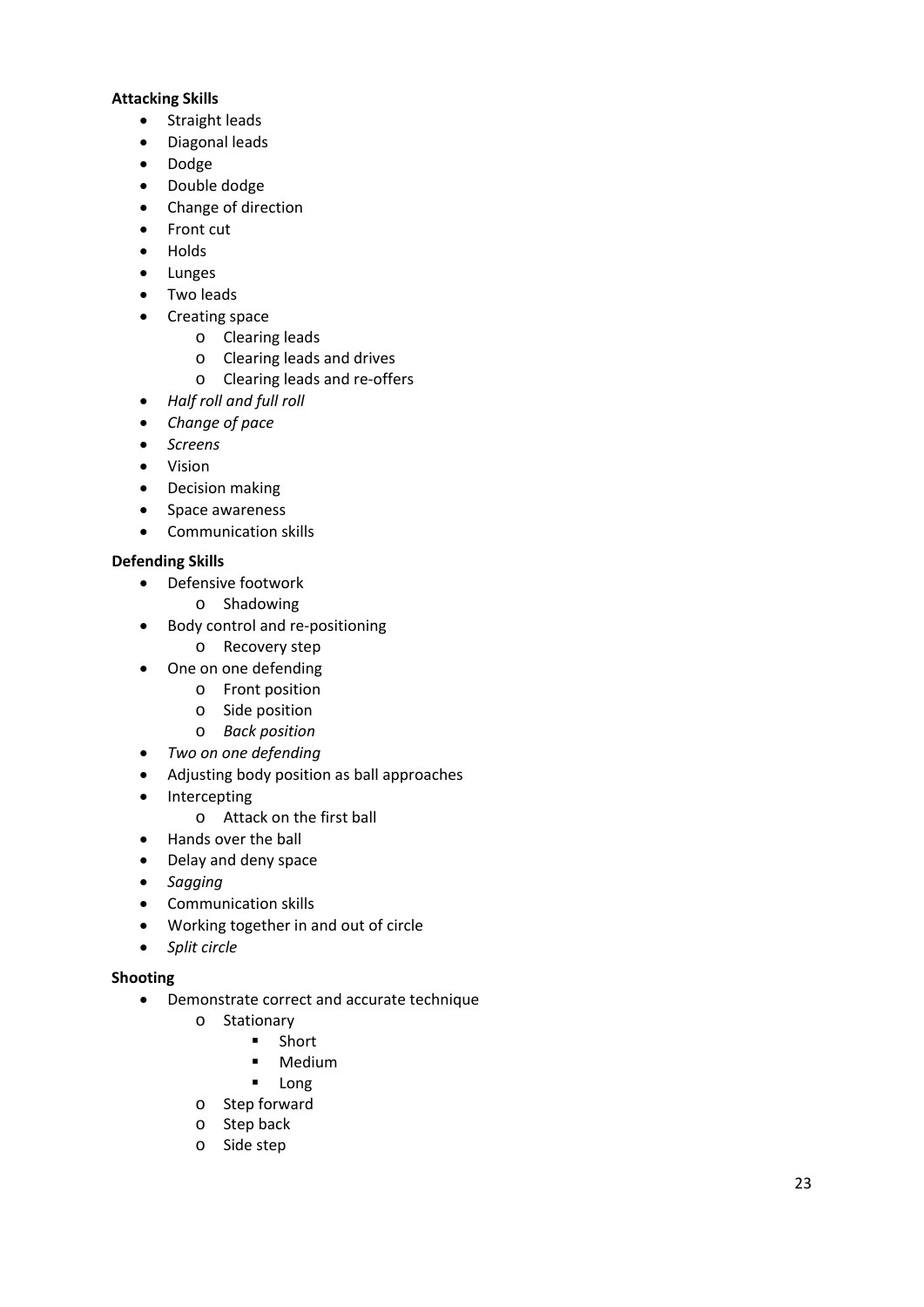**Attacking Skills**

- Straight leads
- Diagonal leads
- Dodge
- Double dodge
- Change of direction
- Front cut
- Holds
- Lunges
- Two leads
- Creating space
    - Clearing leads
    - Clearing leads and drives
    - Clearing leads and re-offers
- *Half roll and full roll*
- *Change of pace*
- *Screens*
- Vision
- Decision making
- Space awareness
- Communication skills

**Defending Skills**

- Defensive footwork
    - Shadowing
- Body control and re-positioning
    - Recovery step
- One on one defending
    - Front position
    - Side position
    - *Back position*
- *Two on one defending*
- Adjusting body position as ball approaches
- Intercepting
    - Attack on the first ball
- Hands over the ball
- Delay and deny space
- *Sagging*
- Communication skills
- Working together in and out of circle
- *Split circle*

**Shooting**

- Demonstrate correct and accurate technique
    - Stationary
        - Short
        - Medium
        - Long
    - Step forward
    - Step back
    - Side step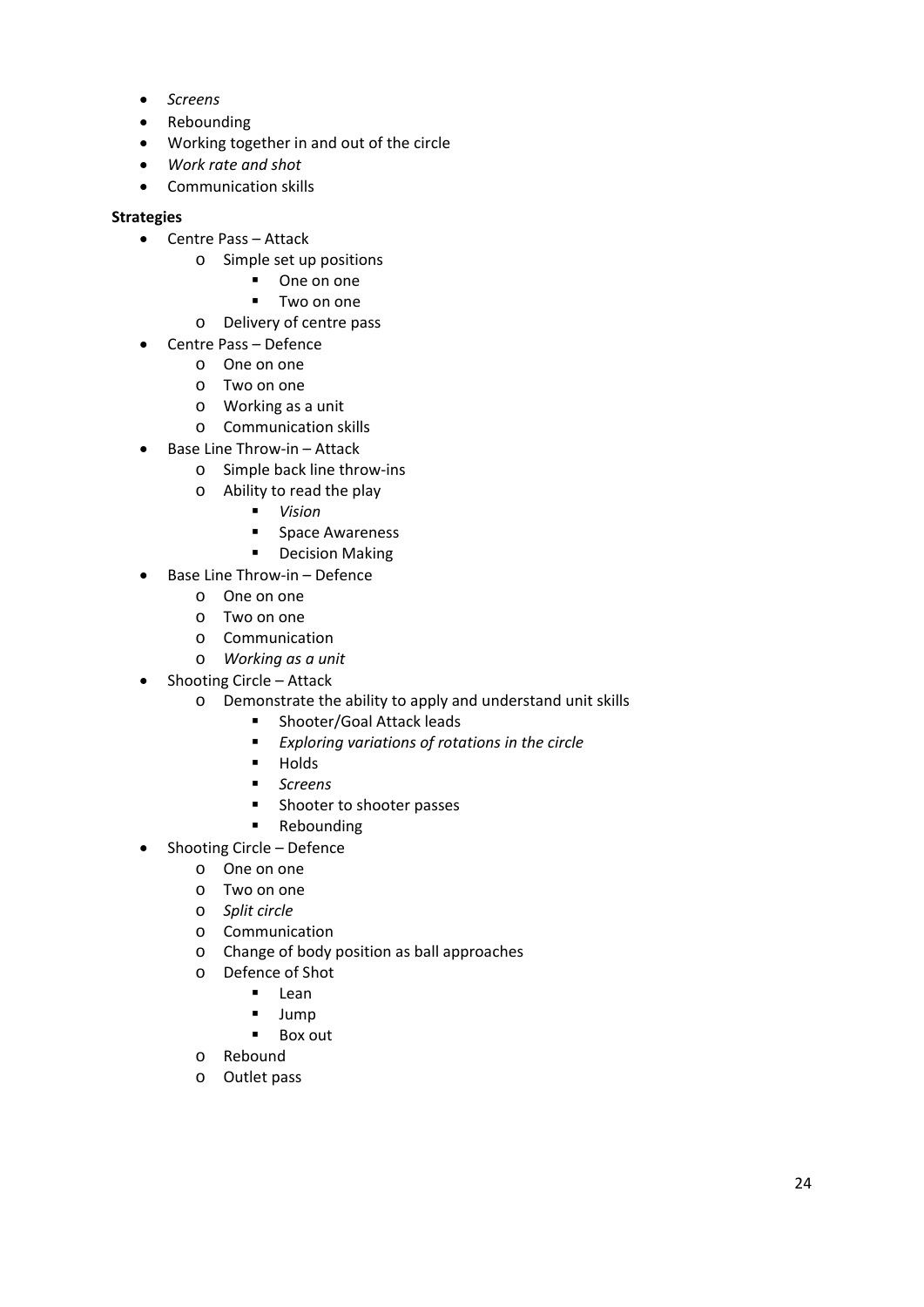- *Screens*
- Rebounding
- Working together in and out of the circle
- *Work rate and shot*
- Communication skills

**Strategies**

- Centre Pass – Attack
  - Simple set up positions
    - One on one
    - Two on one
  - Delivery of centre pass
- Centre Pass – Defence
  - One on one
  - Two on one
  - Working as a unit
  - Communication skills
- Base Line Throw-in – Attack
  - Simple back line throw-ins
  - Ability to read the play
    - *Vision*
    - Space Awareness
    - Decision Making
- Base Line Throw-in – Defence
  - One on one
  - Two on one
  - Communication
  - *Working as a unit*
- Shooting Circle – Attack
  - Demonstrate the ability to apply and understand unit skills
    - Shooter/Goal Attack leads
    - *Exploring variations of rotations in the circle*
    - Holds
    - *Screens*
    - Shooter to shooter passes
    - Rebounding
- Shooting Circle – Defence
  - One on one
  - Two on one
  - *Split circle*
  - Communication
  - Change of body position as ball approaches
  - Defence of Shot
    - Lean
    - Jump
    - Box out
  - Rebound
  - Outlet pass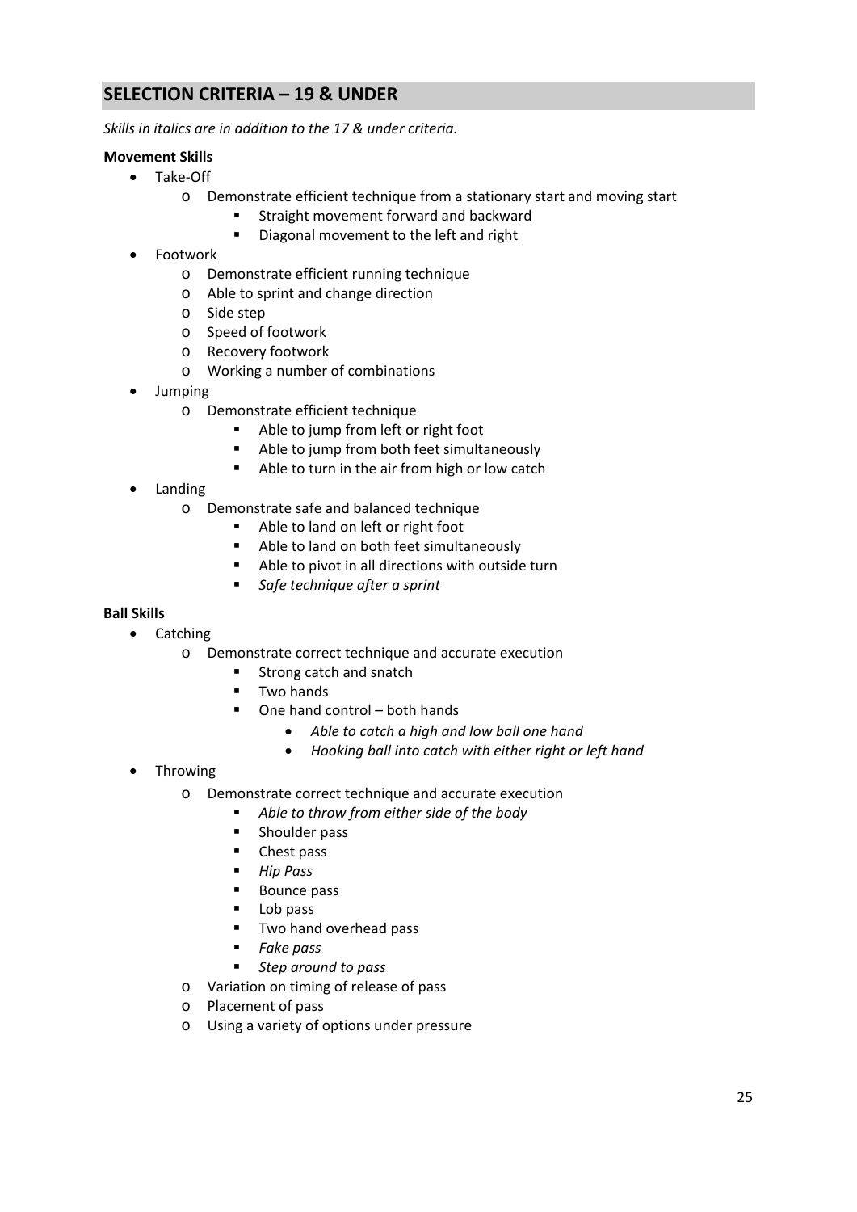## SELECTION CRITERIA – 19 & UNDER

*Skills in italics are in addition to the 17 & under criteria.*

**Movement Skills**

- Take-Off
  - Demonstrate efficient technique from a stationary start and moving start
    - Straight movement forward and backward
    - Diagonal movement to the left and right
- Footwork
  - Demonstrate efficient running technique
  - Able to sprint and change direction
  - Side step
  - Speed of footwork
  - Recovery footwork
  - Working a number of combinations
- Jumping
  - Demonstrate efficient technique
    - Able to jump from left or right foot
    - Able to jump from both feet simultaneously
    - Able to turn in the air from high or low catch
- Landing
  - Demonstrate safe and balanced technique
    - Able to land on left or right foot
    - Able to land on both feet simultaneously
    - Able to pivot in all directions with outside turn
    - *Safe technique after a sprint*

**Ball Skills**

- Catching
  - Demonstrate correct technique and accurate execution
    - Strong catch and snatch
    - Two hands
    - One hand control – both hands
      - *Able to catch a high and low ball one hand*
      - *Hooking ball into catch with either right or left hand*
- Throwing
  - Demonstrate correct technique and accurate execution
    - *Able to throw from either side of the body*
    - Shoulder pass
    - Chest pass
    - *Hip Pass*
    - Bounce pass
    - Lob pass
    - Two hand overhead pass
    - *Fake pass*
    - *Step around to pass*
  - Variation on timing of release of pass
  - Placement of pass
  - Using a variety of options under pressure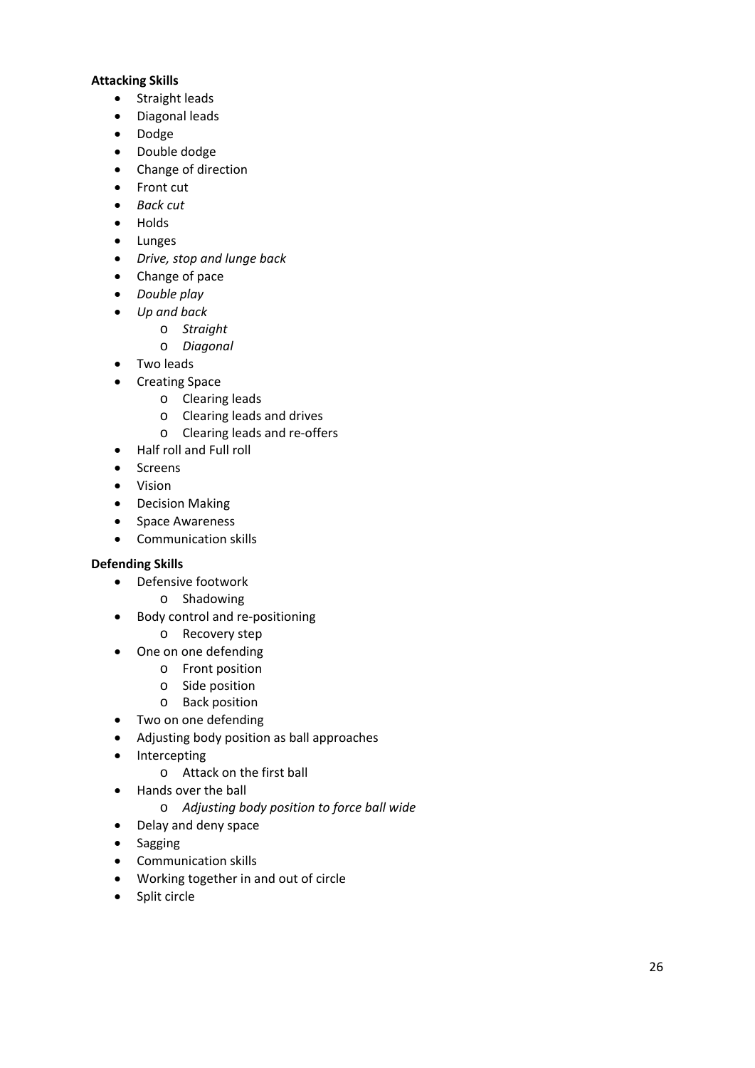**Attacking Skills**

- Straight leads
- Diagonal leads
- Dodge
- Double dodge
- Change of direction
- Front cut
- *Back cut*
- Holds
- Lunges
- *Drive, stop and lunge back*
- Change of pace
- *Double play*
- *Up and back*
    - *Straight*
    - *Diagonal*
- Two leads
- Creating Space
    - Clearing leads
    - Clearing leads and drives
    - Clearing leads and re-offers
- Half roll and Full roll
- Screens
- Vision
- Decision Making
- Space Awareness
- Communication skills

**Defending Skills**

- Defensive footwork
    - Shadowing
- Body control and re-positioning
    - Recovery step
- One on one defending
    - Front position
    - Side position
    - Back position
- Two on one defending
- Adjusting body position as ball approaches
- Intercepting
    - Attack on the first ball
- Hands over the ball
    - *Adjusting body position to force ball wide*
- Delay and deny space
- Sagging
- Communication skills
- Working together in and out of circle
- Split circle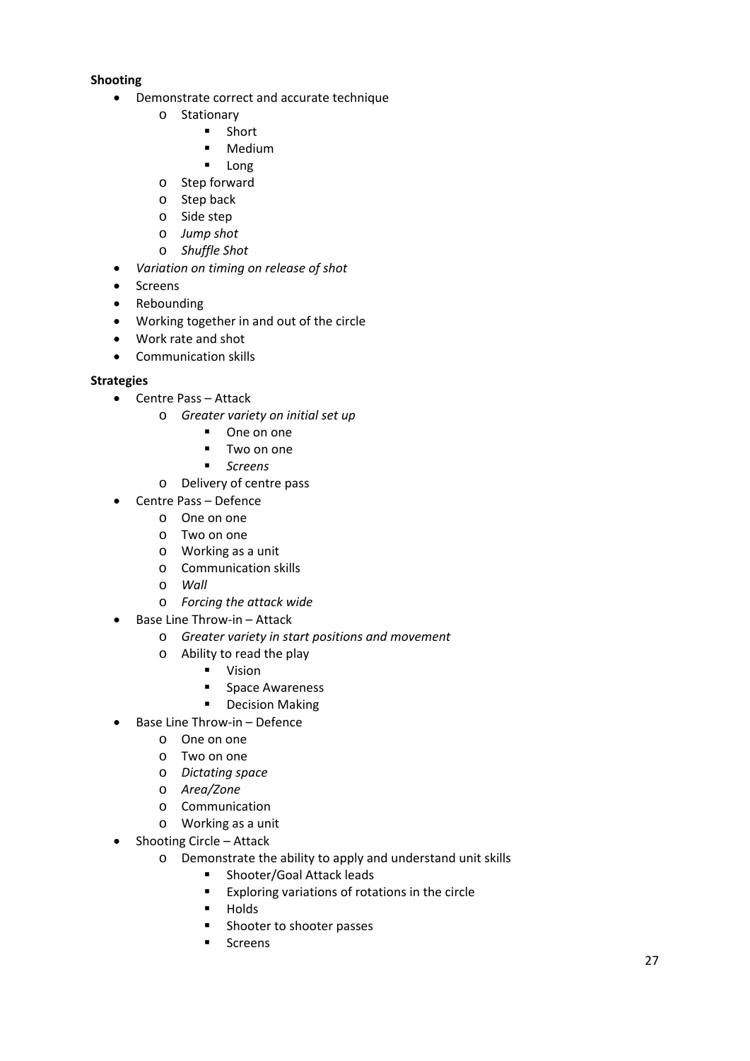**Shooting**

- Demonstrate correct and accurate technique
  - Stationary
    - Short
    - Medium
    - Long
  - Step forward
  - Step back
  - Side step
  - *Jump shot*
  - *Shuffle Shot*
- *Variation on timing on release of shot*
- Screens
- Rebounding
- Working together in and out of the circle
- Work rate and shot
- Communication skills

**Strategies**

- Centre Pass – Attack
  - *Greater variety on initial set up*
    - One on one
    - Two on one
    - *Screens*
  - Delivery of centre pass
- Centre Pass – Defence
  - One on one
  - Two on one
  - Working as a unit
  - Communication skills
  - *Wall*
  - *Forcing the attack wide*
- Base Line Throw-in – Attack
  - *Greater variety in start positions and movement*
  - Ability to read the play
    - Vision
    - Space Awareness
    - Decision Making
- Base Line Throw-in – Defence
  - One on one
  - Two on one
  - *Dictating space*
  - *Area/Zone*
  - Communication
  - Working as a unit
- Shooting Circle – Attack
  - Demonstrate the ability to apply and understand unit skills
    - Shooter/Goal Attack leads
    - Exploring variations of rotations in the circle
    - Holds
    - Shooter to shooter passes
    - Screens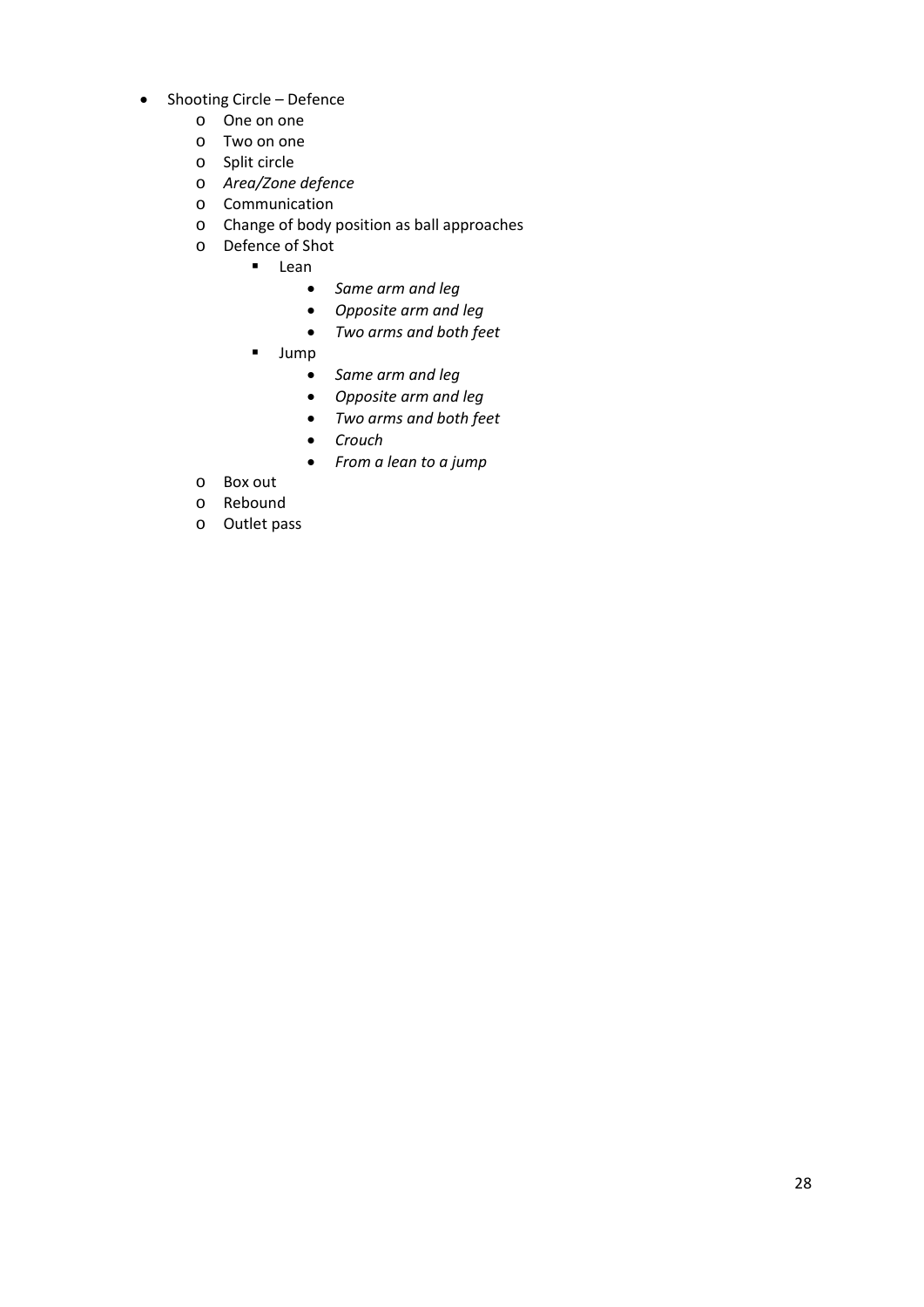- Shooting Circle – Defence
  - One on one
  - Two on one
  - Split circle
  - *Area/Zone defence*
  - Communication
  - Change of body position as ball approaches
  - Defence of Shot
    - Lean
      - *Same arm and leg*
      - *Opposite arm and leg*
      - *Two arms and both feet*
    - Jump
      - *Same arm and leg*
      - *Opposite arm and leg*
      - *Two arms and both feet*
      - *Crouch*
      - *From a lean to a jump*
  - Box out
  - Rebound
  - Outlet pass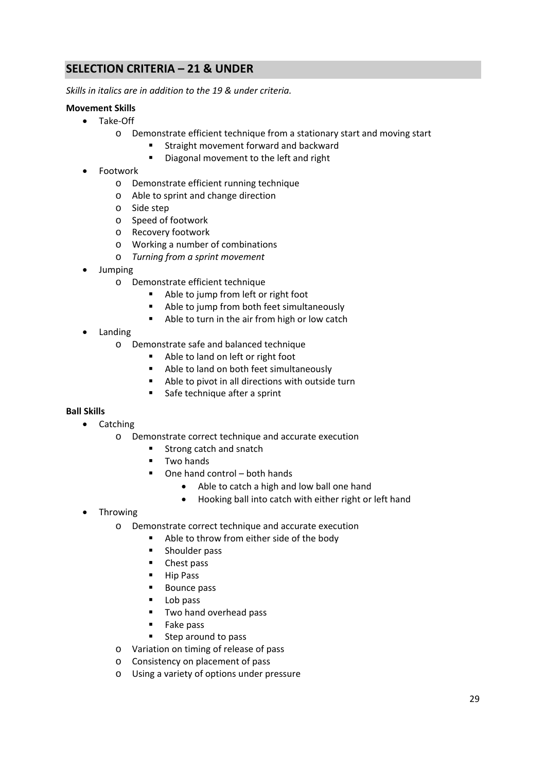## SELECTION CRITERIA – 21 & UNDER

*Skills in italics are in addition to the 19 & under criteria.*

**Movement Skills**

- Take-Off
  - Demonstrate efficient technique from a stationary start and moving start
    - Straight movement forward and backward
    - Diagonal movement to the left and right
- Footwork
  - Demonstrate efficient running technique
  - Able to sprint and change direction
  - Side step
  - Speed of footwork
  - Recovery footwork
  - Working a number of combinations
  - *Turning from a sprint movement*
- Jumping
  - Demonstrate efficient technique
    - Able to jump from left or right foot
    - Able to jump from both feet simultaneously
    - Able to turn in the air from high or low catch
- Landing
  - Demonstrate safe and balanced technique
    - Able to land on left or right foot
    - Able to land on both feet simultaneously
    - Able to pivot in all directions with outside turn
    - Safe technique after a sprint

**Ball Skills**

- Catching
  - Demonstrate correct technique and accurate execution
    - Strong catch and snatch
    - Two hands
    - One hand control – both hands
      - Able to catch a high and low ball one hand
      - Hooking ball into catch with either right or left hand
- Throwing
  - Demonstrate correct technique and accurate execution
    - Able to throw from either side of the body
    - Shoulder pass
    - Chest pass
    - Hip Pass
    - Bounce pass
    - Lob pass
    - Two hand overhead pass
    - Fake pass
    - Step around to pass
  - Variation on timing of release of pass
  - Consistency on placement of pass
  - Using a variety of options under pressure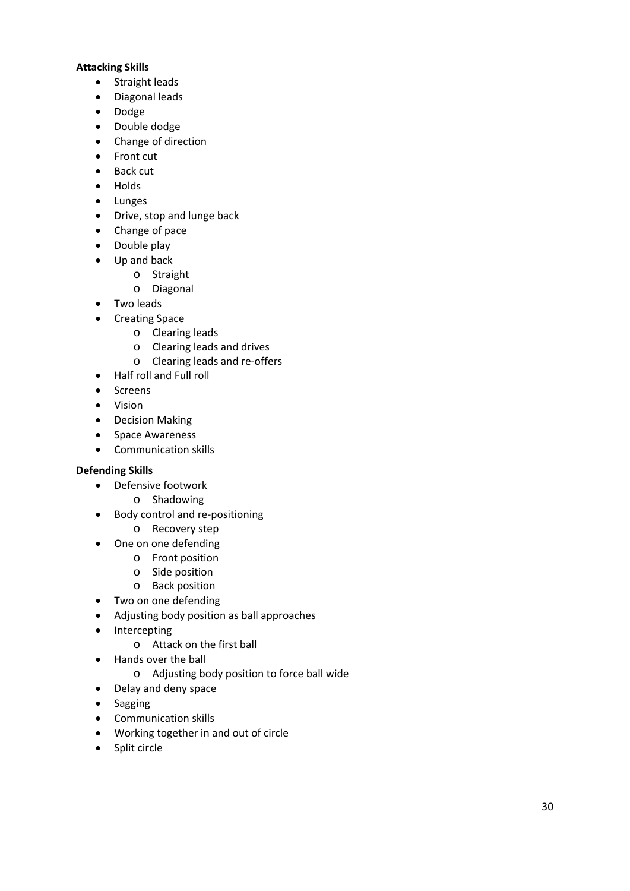**Attacking Skills**

- Straight leads
- Diagonal leads
- Dodge
- Double dodge
- Change of direction
- Front cut
- Back cut
- Holds
- Lunges
- Drive, stop and lunge back
- Change of pace
- Double play
- Up and back
  - Straight
  - Diagonal
- Two leads
- Creating Space
  - Clearing leads
  - Clearing leads and drives
  - Clearing leads and re-offers
- Half roll and Full roll
- Screens
- Vision
- Decision Making
- Space Awareness
- Communication skills

**Defending Skills**

- Defensive footwork
  - Shadowing
- Body control and re-positioning
  - Recovery step
- One on one defending
  - Front position
  - Side position
  - Back position
- Two on one defending
- Adjusting body position as ball approaches
- Intercepting
  - Attack on the first ball
- Hands over the ball
  - Adjusting body position to force ball wide
- Delay and deny space
- Sagging
- Communication skills
- Working together in and out of circle
- Split circle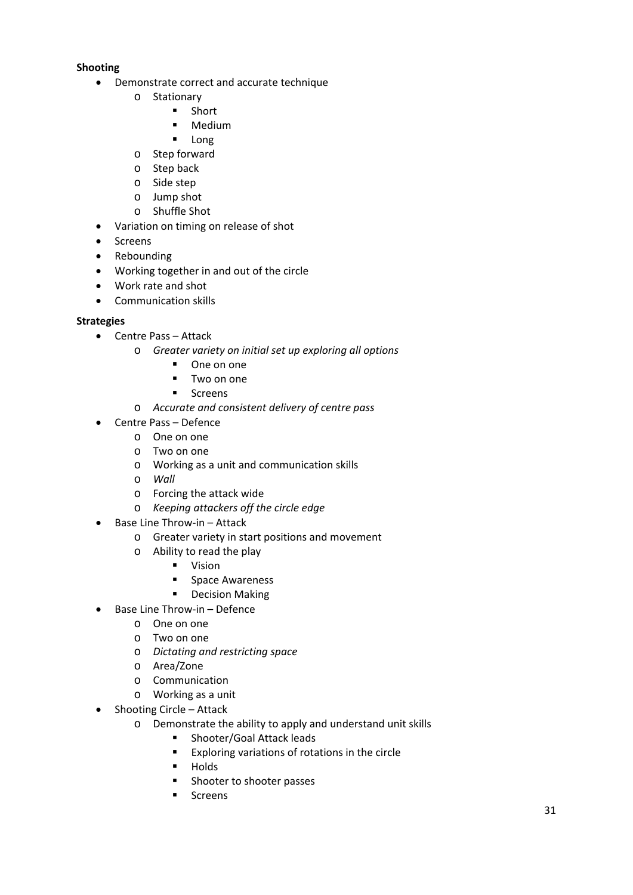**Shooting**

- Demonstrate correct and accurate technique
  - Stationary
    - Short
    - Medium
    - Long
  - Step forward
  - Step back
  - Side step
  - Jump shot
  - Shuffle Shot
- Variation on timing on release of shot
- Screens
- Rebounding
- Working together in and out of the circle
- Work rate and shot
- Communication skills

**Strategies**

- Centre Pass – Attack
  - *Greater variety on initial set up exploring all options*
    - One on one
    - Two on one
    - Screens
  - *Accurate and consistent delivery of centre pass*
- Centre Pass – Defence
  - One on one
  - Two on one
  - Working as a unit and communication skills
  - *Wall*
  - Forcing the attack wide
  - *Keeping attackers off the circle edge*
- Base Line Throw-in – Attack
  - Greater variety in start positions and movement
  - Ability to read the play
    - Vision
    - Space Awareness
    - Decision Making
- Base Line Throw-in – Defence
  - One on one
  - Two on one
  - *Dictating and restricting space*
  - Area/Zone
  - Communication
  - Working as a unit
- Shooting Circle – Attack
  - Demonstrate the ability to apply and understand unit skills
    - Shooter/Goal Attack leads
    - Exploring variations of rotations in the circle
    - Holds
    - Shooter to shooter passes
    - Screens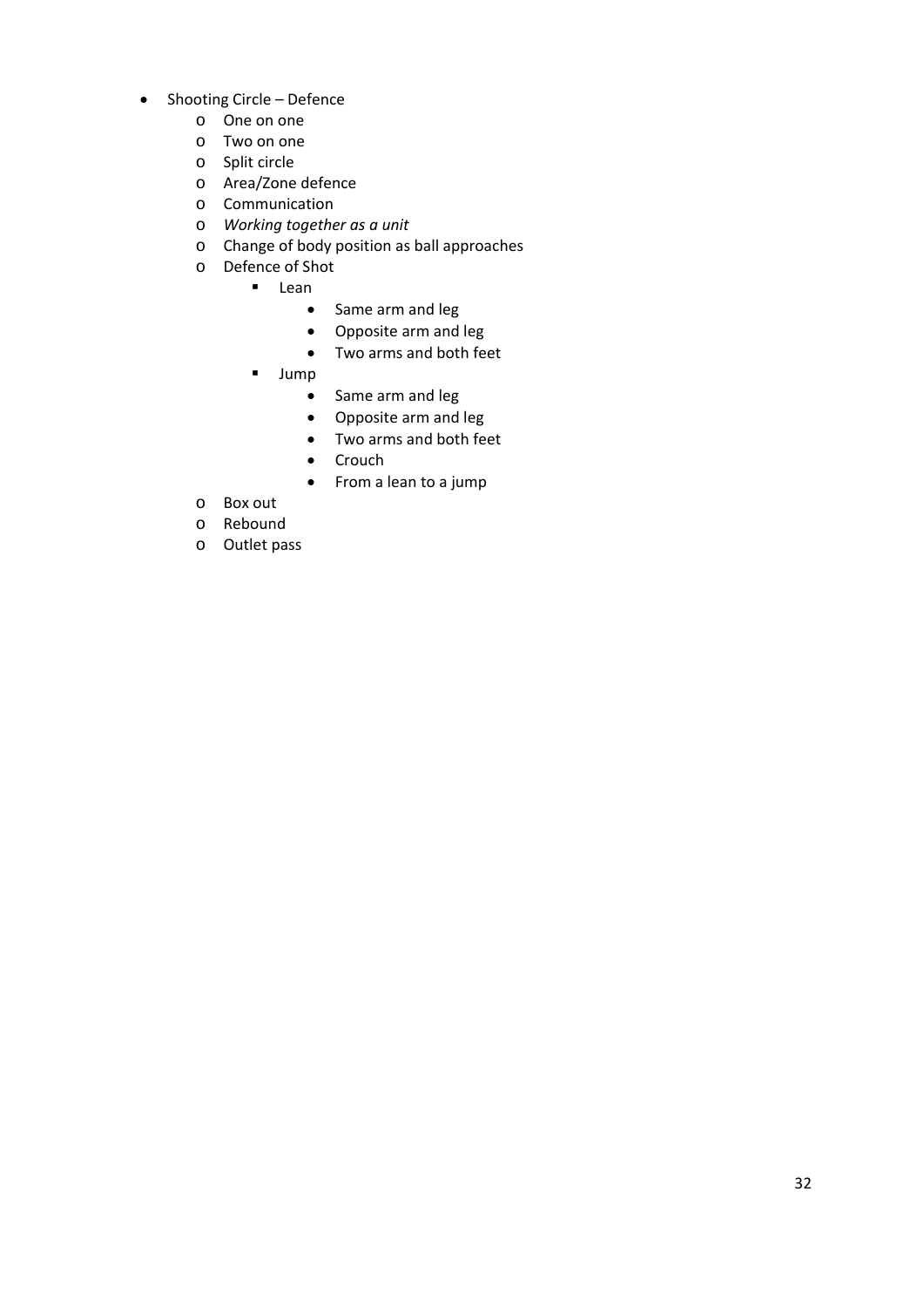- Shooting Circle – Defence
    - One on one
    - Two on one
    - Split circle
    - Area/Zone defence
    - Communication
    - *Working together as a unit*
    - Change of body position as ball approaches
    - Defence of Shot
        - Lean
            - Same arm and leg
            - Opposite arm and leg
            - Two arms and both feet
        - Jump
            - Same arm and leg
            - Opposite arm and leg
            - Two arms and both feet
            - Crouch
            - From a lean to a jump
    - Box out
    - Rebound
    - Outlet pass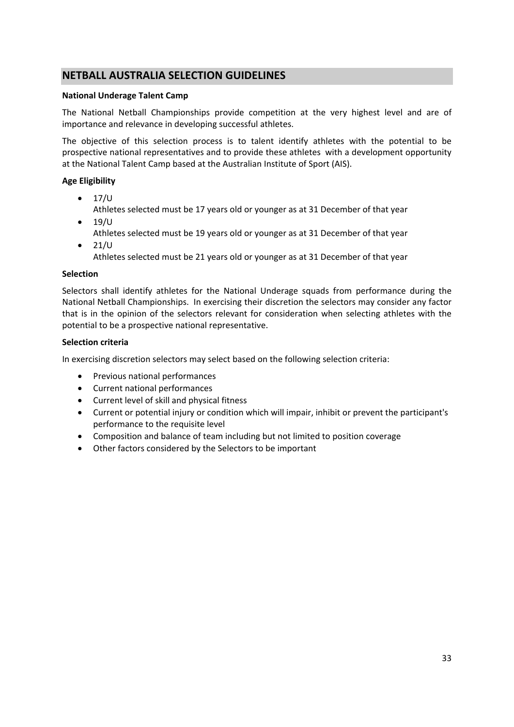## NETBALL AUSTRALIA SELECTION GUIDELINES

**National Underage Talent Camp**

The National Netball Championships provide competition at the very highest level and are of importance and relevance in developing successful athletes.

The objective of this selection process is to talent identify athletes with the potential to be prospective national representatives and to provide these athletes with a development opportunity at the National Talent Camp based at the Australian Institute of Sport (AIS).

**Age Eligibility**

- 17/U
  Athletes selected must be 17 years old or younger as at 31 December of that year
- 19/U
  Athletes selected must be 19 years old or younger as at 31 December of that year
- 21/U
  Athletes selected must be 21 years old or younger as at 31 December of that year

**Selection**

Selectors shall identify athletes for the National Underage squads from performance during the National Netball Championships. In exercising their discretion the selectors may consider any factor that is in the opinion of the selectors relevant for consideration when selecting athletes with the potential to be a prospective national representative.

**Selection criteria**

In exercising discretion selectors may select based on the following selection criteria:

- Previous national performances
- Current national performances
- Current level of skill and physical fitness
- Current or potential injury or condition which will impair, inhibit or prevent the participant's performance to the requisite level
- Composition and balance of team including but not limited to position coverage
- Other factors considered by the Selectors to be important